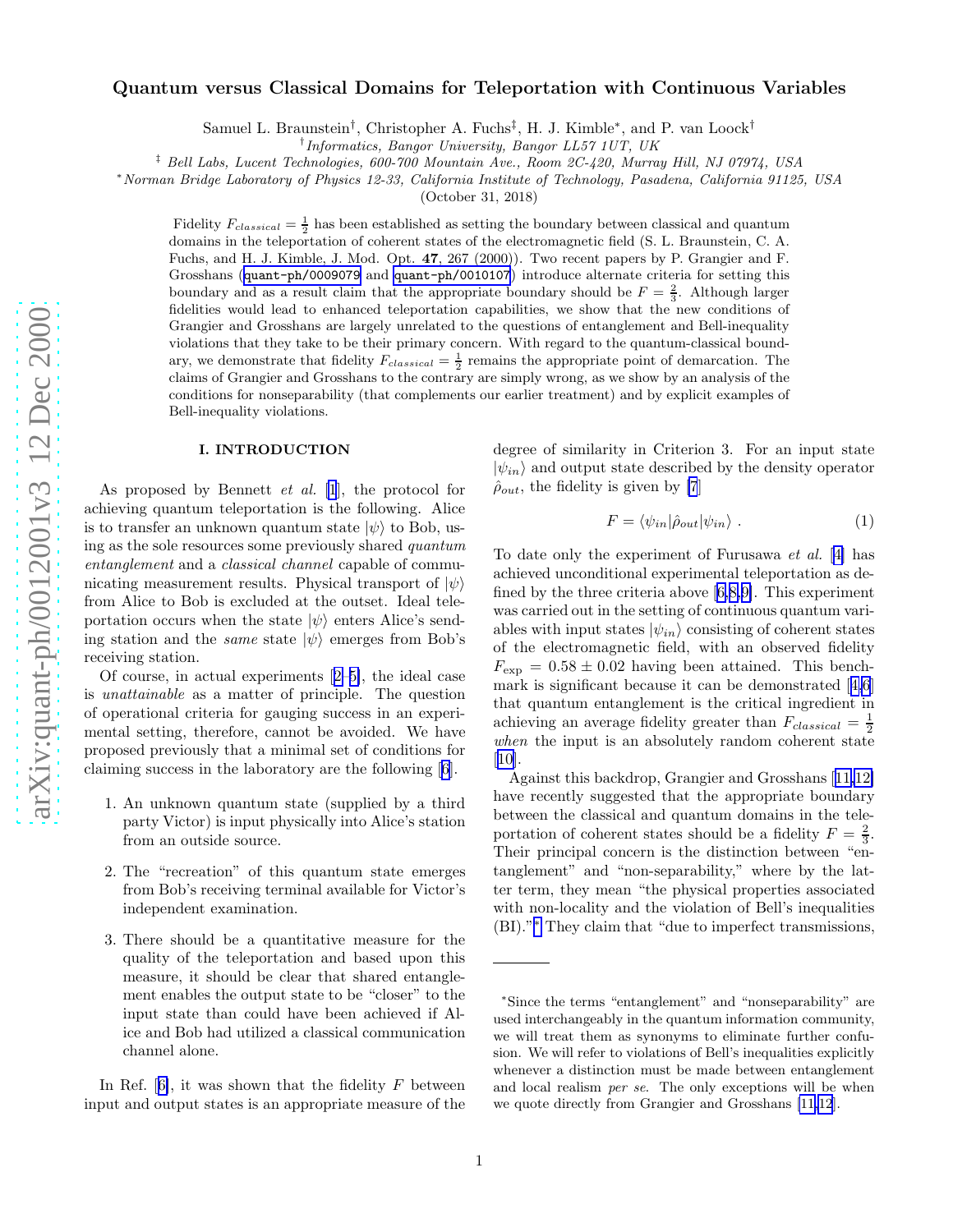# Quantum versus Classical Domains for Teleportation with Continuous Variables

Samuel L. Braunstein[†], Christopher A. Fuchs[‡], H. J. Kimble[*], and P. van Loock[†]

[†] *Informatics, Bangor University, Bangor LL57 1UT, UK*

[‡] *Bell Labs, Lucent Technologies, 600-700 Mountain Ave., Room 2C-420, Murray Hill, NJ 07974, USA*

[*] *Norman Bridge Laboratory of Physics 12-33, California Institute of Technology, Pasadena, California 91125, USA*

(October 31, 2018)

Fidelity $F_{classical} = \frac{1}{2}$ has been established as setting the boundary between classical and quantum domains in the teleportation of coherent states of the electromagnetic field (S. L. Braunstein, C. A. Fuchs, and H. J. Kimble, J. Mod. Opt. **47**, 267 (2000)). Two recent papers by P. Grangier and F. Grosshans (quant-ph/0009079 and quant-ph/0010107) introduce alternate criteria for setting this boundary and as a result claim that the appropriate boundary should be $F = \frac{2}{3}$. Although larger fidelities would lead to enhanced teleportation capabilities, we show that the new conditions of Grangier and Grosshans are largely unrelated to the questions of entanglement and Bell-inequality violations that they take to be their primary concern. With regard to the quantum-classical boundary, we demonstrate that fidelity $F_{classical} = \frac{1}{2}$ remains the appropriate point of demarcation. The claims of Grangier and Grosshans to the contrary are simply wrong, as we show by an analysis of the conditions for nonseparability (that complements our earlier treatment) and by explicit examples of Bell-inequality violations.

## I. INTRODUCTION

As proposed by Bennett *et al.* [1], the protocol for achieving quantum teleportation is the following. Alice is to transfer an unknown quantum state $|\psi\rangle$ to Bob, using as the sole resources some previously shared *quantum entanglement* and a *classical channel* capable of communicating measurement results. Physical transport of $|\psi\rangle$ from Alice to Bob is excluded at the outset. Ideal teleportation occurs when the state $|\psi\rangle$ enters Alice's sending station and the *same* state $|\psi\rangle$ emerges from Bob's receiving station.

Of course, in actual experiments [2–5], the ideal case is *unattainable* as a matter of principle. The question of operational criteria for gauging success in an experimental setting, therefore, cannot be avoided. We have proposed previously that a minimal set of conditions for claiming success in the laboratory are the following [6].

1. An unknown quantum state (supplied by a third party Victor) is input physically into Alice's station from an outside source.
2. The "recreation" of this quantum state emerges from Bob's receiving terminal available for Victor's independent examination.
3. There should be a quantitative measure for the quality of the teleportation and based upon this measure, it should be clear that shared entanglement enables the output state to be "closer" to the input state than could have been achieved if Alice and Bob had utilized a classical communication channel alone.

In Ref. [6], it was shown that the fidelity $F$ between input and output states is an appropriate measure of the degree of similarity in Criterion 3. For an input state $|\psi_{in}\rangle$ and output state described by the density operator $\hat{\rho}_{out}$, the fidelity is given by [7]

$$F = \langle\psi_{in}|\hat{\rho}_{out}|\psi_{in}\rangle \ . \tag{1}$$

To date only the experiment of Furusawa *et al.* [4] has achieved unconditional experimental teleportation as defined by the three criteria above [6,8,9]. This experiment was carried out in the setting of continuous quantum variables with input states $|\psi_{in}\rangle$ consisting of coherent states of the electromagnetic field, with an observed fidelity $F_{\exp} = 0.58 \pm 0.02$ having been attained. This benchmark is significant because it can be demonstrated [4,6] that quantum entanglement is the critical ingredient in achieving an average fidelity greater than $F_{classical} = \frac{1}{2}$ *when* the input is an absolutely random coherent state [10].

Against this backdrop, Grangier and Grosshans [11,12] have recently suggested that the appropriate boundary between the classical and quantum domains in the teleportation of coherent states should be a fidelity $F = \frac{2}{3}$. Their principal concern is the distinction between "entanglement" and "non-separability," where by the latter term, they mean "the physical properties associated with non-locality and the violation of Bell's inequalities (BI)."[*] They claim that "due to imperfect transmissions,

---

[*]Since the terms "entanglement" and "nonseparability" are used interchangeably in the quantum information community, we will treat them as synonyms to eliminate further confusion. We will refer to violations of Bell's inequalities explicitly whenever a distinction must be made between entanglement and local realism *per se*. The only exceptions will be when we quote directly from Grangier and Grosshans [11,12].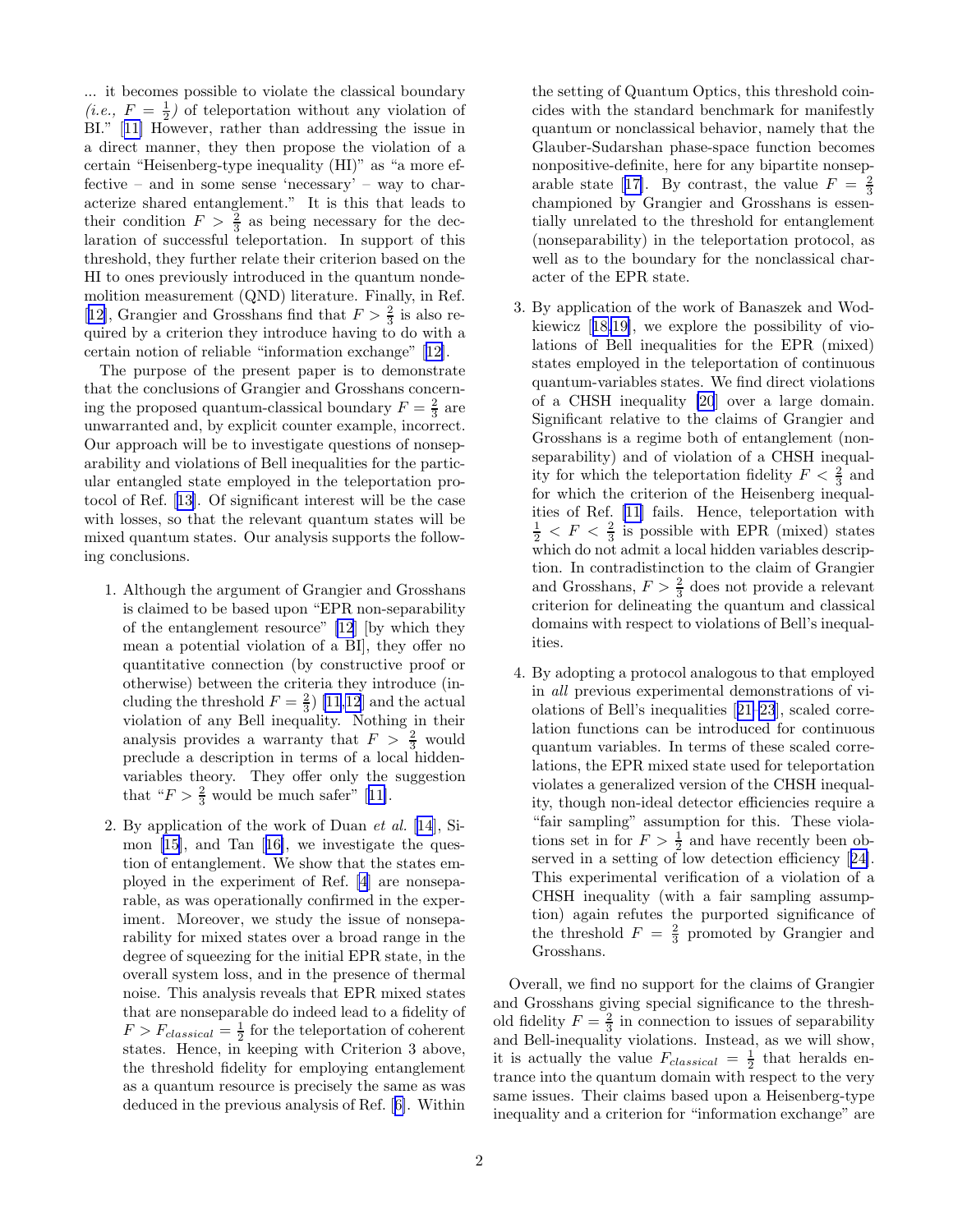... it becomes possible to violate the classical boundary *(i.e.,* $F = \frac{1}{2}$*)* of teleportation without any violation of BI." [11] However, rather than addressing the issue in a direct manner, they then propose the violation of a certain "Heisenberg-type inequality (HI)" as "a more effective – and in some sense 'necessary' – way to characterize shared entanglement." It is this that leads to their condition $F > \frac{2}{3}$ as being necessary for the declaration of successful teleportation. In support of this threshold, they further relate their criterion based on the HI to ones previously introduced in the quantum nondemolition measurement (QND) literature. Finally, in Ref. [12], Grangier and Grosshans find that $F > \frac{2}{3}$ is also required by a criterion they introduce having to do with a certain notion of reliable "information exchange" [12].

The purpose of the present paper is to demonstrate that the conclusions of Grangier and Grosshans concerning the proposed quantum-classical boundary $F = \frac{2}{3}$ are unwarranted and, by explicit counter example, incorrect. Our approach will be to investigate questions of nonseparability and violations of Bell inequalities for the particular entangled state employed in the teleportation protocol of Ref. [13]. Of significant interest will be the case with losses, so that the relevant quantum states will be mixed quantum states. Our analysis supports the following conclusions.

1. Although the argument of Grangier and Grosshans is claimed to be based upon "EPR non-separability of the entanglement resource" [12] [by which they mean a potential violation of a BI], they offer no quantitative connection (by constructive proof or otherwise) between the criteria they introduce (including the threshold $F = \frac{2}{3}$) [11,12] and the actual violation of any Bell inequality. Nothing in their analysis provides a warranty that $F > \frac{2}{3}$ would preclude a description in terms of a local hidden-variables theory. They offer only the suggestion that "$F > \frac{2}{3}$ would be much safer" [11].

2. By application of the work of Duan *et al.* [14], Simon [15], and Tan [16], we investigate the question of entanglement. We show that the states employed in the experiment of Ref. [4] are nonseparable, as was operationally confirmed in the experiment. Moreover, we study the issue of nonseparability for mixed states over a broad range in the degree of squeezing for the initial EPR state, in the overall system loss, and in the presence of thermal noise. This analysis reveals that EPR mixed states that are nonseparable do indeed lead to a fidelity of $F > F_{classical} = \frac{1}{2}$ for the teleportation of coherent states. Hence, in keeping with Criterion 3 above, the threshold fidelity for employing entanglement as a quantum resource is precisely the same as was deduced in the previous analysis of Ref. [6]. Within the setting of Quantum Optics, this threshold coincides with the standard benchmark for manifestly quantum or nonclassical behavior, namely that the Glauber-Sudarshan phase-space function becomes nonpositive-definite, here for any bipartite nonseparable state [17]. By contrast, the value $F = \frac{2}{3}$ championed by Grangier and Grosshans is essentially unrelated to the threshold for entanglement (nonseparability) in the teleportation protocol, as well as to the boundary for the nonclassical character of the EPR state.

3. By application of the work of Banaszek and Wodkiewicz [18,19], we explore the possibility of violations of Bell inequalities for the EPR (mixed) states employed in the teleportation of continuous quantum-variables states. We find direct violations of a CHSH inequality [20] over a large domain. Significant relative to the claims of Grangier and Grosshans is a regime both of entanglement (nonseparability) and of violation of a CHSH inequality for which the teleportation fidelity $F < \frac{2}{3}$ and for which the criterion of the Heisenberg inequalities of Ref. [11] fails. Hence, teleportation with $\frac{1}{2} < F < \frac{2}{3}$ is possible with EPR (mixed) states which do not admit a local hidden variables description. In contradistinction to the claim of Grangier and Grosshans, $F > \frac{2}{3}$ does not provide a relevant criterion for delineating the quantum and classical domains with respect to violations of Bell's inequalities.

4. By adopting a protocol analogous to that employed in *all* previous experimental demonstrations of violations of Bell's inequalities [21–23], scaled correlation functions can be introduced for continuous quantum variables. In terms of these scaled correlations, the EPR mixed state used for teleportation violates a generalized version of the CHSH inequality, though non-ideal detector efficiencies require a "fair sampling" assumption for this. These violations set in for $F > \frac{1}{2}$ and have recently been observed in a setting of low detection efficiency [24]. This experimental verification of a violation of a CHSH inequality (with a fair sampling assumption) again refutes the purported significance of the threshold $F = \frac{2}{3}$ promoted by Grangier and Grosshans.

Overall, we find no support for the claims of Grangier and Grosshans giving special significance to the threshold fidelity $F = \frac{2}{3}$ in connection to issues of separability and Bell-inequality violations. Instead, as we will show, it is actually the value $F_{classical} = \frac{1}{2}$ that heralds entrance into the quantum domain with respect to the very same issues. Their claims based upon a Heisenberg-type inequality and a criterion for "information exchange" are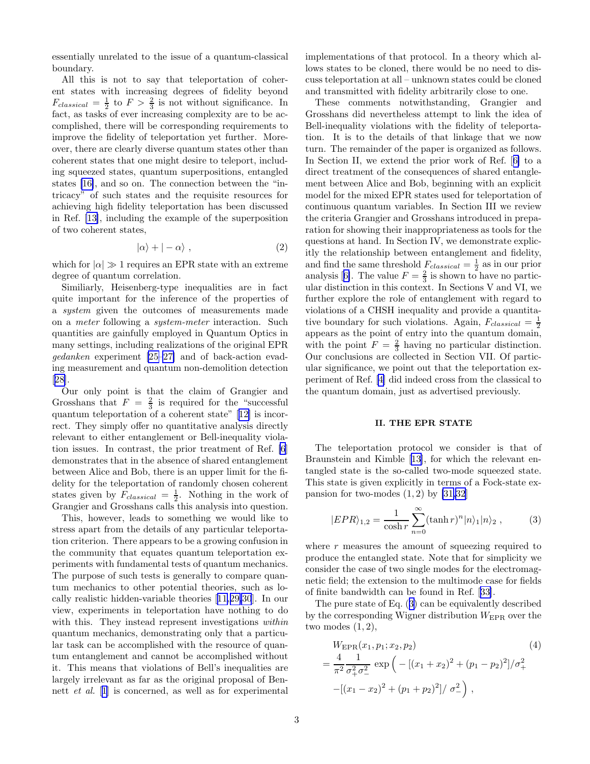essentially unrelated to the issue of a quantum-classical boundary.

All this is not to say that teleportation of coherent states with increasing degrees of fidelity beyond $F_{classical} = \frac{1}{2}$ to $F > \frac{2}{3}$ is not without significance. In fact, as tasks of ever increasing complexity are to be accomplished, there will be corresponding requirements to improve the fidelity of teleportation yet further. Moreover, there are clearly diverse quantum states other than coherent states that one might desire to teleport, including squeezed states, quantum superpositions, entangled states [16], and so on. The connection between the "intricacy" of such states and the requisite resources for achieving high fidelity teleportation has been discussed in Ref. [13], including the example of the superposition of two coherent states,

$$|\alpha\rangle + |-\alpha\rangle \ , \tag{2}$$

which for $|\alpha| \gg 1$ requires an EPR state with an extreme degree of quantum correlation.

Similiarly, Heisenberg-type inequalities are in fact quite important for the inference of the properties of a *system* given the outcomes of measurements made on a *meter* following a *system-meter* interaction. Such quantities are gainfully employed in Quantum Optics in many settings, including realizations of the original EPR *gedanken* experiment [25–27] and of back-action evading measurement and quantum non-demolition detection [28].

Our only point is that the claim of Grangier and Grosshans that $F = \frac{2}{3}$ is required for the "successful quantum teleportation of a coherent state" [12] is incorrect. They simply offer no quantitative analysis directly relevant to either entanglement or Bell-inequality violation issues. In contrast, the prior treatment of Ref. [6] demonstrates that in the absence of shared entanglement between Alice and Bob, there is an upper limit for the fidelity for the teleportation of randomly chosen coherent states given by $F_{classical} = \frac{1}{2}$. Nothing in the work of Grangier and Grosshans calls this analysis into question.

This, however, leads to something we would like to stress apart from the details of any particular teleportation criterion. There appears to be a growing confusion in the community that equates quantum teleportation experiments with fundamental tests of quantum mechanics. The purpose of such tests is generally to compare quantum mechanics to other potential theories, such as locally realistic hidden-variable theories [11,29,30]. In our view, experiments in teleportation have nothing to do with this. They instead represent investigations *within* quantum mechanics, demonstrating only that a particular task can be accomplished with the resource of quantum entanglement and cannot be accomplished without it. This means that violations of Bell's inequalities are largely irrelevant as far as the original proposal of Bennett *et al.* [1] is concerned, as well as for experimental implementations of that protocol. In a theory which allows states to be cloned, there would be no need to discuss teleportation at all – unknown states could be cloned and transmitted with fidelity arbitrarily close to one.

These comments notwithstanding, Grangier and Grosshans did nevertheless attempt to link the idea of Bell-inequality violations with the fidelity of teleportation. It is to the details of that linkage that we now turn. The remainder of the paper is organized as follows. In Section II, we extend the prior work of Ref. [6] to a direct treatment of the consequences of shared entanglement between Alice and Bob, beginning with an explicit model for the mixed EPR states used for teleportation of continuous quantum variables. In Section III we review the criteria Grangier and Grosshans introduced in preparation for showing their inappropriateness as tools for the questions at hand. In Section IV, we demonstrate explicitly the relationship between entanglement and fidelity, and find the same threshold $F_{classical} = \frac{1}{2}$ as in our prior analysis [6]. The value $F = \frac{2}{3}$ is shown to have no particular distinction in this context. In Sections V and VI, we further explore the role of entanglement with regard to violations of a CHSH inequality and provide a quantitative boundary for such violations. Again, $F_{classical} = \frac{1}{2}$ appears as the point of entry into the quantum domain, with the point $F = \frac{2}{3}$ having no particular distinction. Our conclusions are collected in Section VII. Of particular significance, we point out that the teleportation experiment of Ref. [4] did indeed cross from the classical to the quantum domain, just as advertised previously.

## II. THE EPR STATE

The teleportation protocol we consider is that of Braunstein and Kimble [13], for which the relevant entangled state is the so-called two-mode squeezed state. This state is given explicitly in terms of a Fock-state expansion for two-modes $(1, 2)$ by [31,32]

$$|EPR\rangle_{1,2} = \frac{1}{\cosh r} \sum_{n=0}^{\infty} (\tanh r)^n |n\rangle_1 |n\rangle_2 \ , \tag{3}$$

where $r$ measures the amount of squeezing required to produce the entangled state. Note that for simplicity we consider the case of two single modes for the electromagnetic field; the extension to the multimode case for fields of finite bandwidth can be found in Ref. [33].

The pure state of Eq. (3) can be equivalently described by the corresponding Wigner distribution $W_{\rm EPR}$ over the two modes $(1, 2)$,

$$\begin{aligned}
&W_{\rm EPR}(x_1, p_1; x_2, p_2) \qquad\qquad\qquad\qquad (4)\\
&= \frac{4}{\pi^2} \frac{1}{\sigma_+^2 \sigma_-^2} \exp\Big( -[(x_1 + x_2)^2 + (p_1 - p_2)^2]/\sigma_+^2 \\
&\quad -[(x_1 - x_2)^2 + (p_1 + p_2)^2]/\ \sigma_-^2 \Big) \ ,
\end{aligned}$$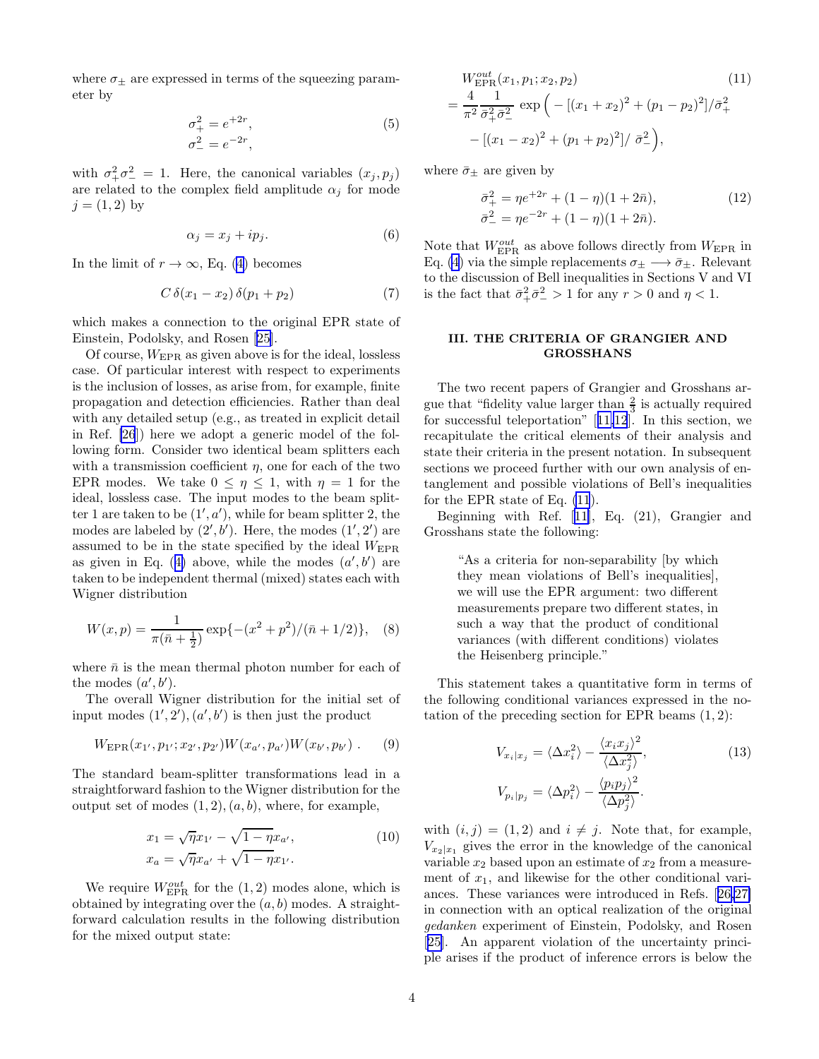where $\sigma_\pm$ are expressed in terms of the squeezing parameter by

$$
\begin{aligned}
\sigma_+^2 &= e^{+2r}, \\
\sigma_-^2 &= e^{-2r},
\end{aligned} \tag{5}
$$

with $\sigma_+^2 \sigma_-^2 = 1$. Here, the canonical variables $(x_j, p_j)$ are related to the complex field amplitude $\alpha_j$ for mode $j = (1, 2)$ by

$$
\alpha_j = x_j + i p_j. \tag{6}
$$

In the limit of $r \to \infty$, Eq. (4) becomes

$$
C\, \delta(x_1 - x_2)\, \delta(p_1 + p_2) \tag{7}
$$

which makes a connection to the original EPR state of Einstein, Podolsky, and Rosen [25].

Of course, $W_{\rm EPR}$ as given above is for the ideal, lossless case. Of particular interest with respect to experiments is the inclusion of losses, as arise from, for example, finite propagation and detection efficiencies. Rather than deal with any detailed setup (e.g., as treated in explicit detail in Ref. [26]) here we adopt a generic model of the following form. Consider two identical beam splitters each with a transmission coefficient $\eta$, one for each of the two EPR modes. We take $0 \le \eta \le 1$, with $\eta = 1$ for the ideal, lossless case. The input modes to the beam splitter 1 are taken to be $(1', a')$, while for beam splitter 2, the modes are labeled by $(2', b')$. Here, the modes $(1', 2')$ are assumed to be in the state specified by the ideal $W_{\rm EPR}$ as given in Eq. (4) above, while the modes $(a', b')$ are taken to be independent thermal (mixed) states each with Wigner distribution

$$
W(x, p) = \frac{1}{\pi(\bar{n} + \frac{1}{2})} \exp\{-(x^2 + p^2)/(\bar{n} + 1/2)\}, \tag{8}
$$

where $\bar{n}$ is the mean thermal photon number for each of the modes $(a', b')$.

The overall Wigner distribution for the initial set of input modes $(1', 2'), (a', b')$ is then just the product

$$
W_{\rm EPR}(x_{1'}, p_{1'}; x_{2'}, p_{2'}) W(x_{a'}, p_{a'}) W(x_{b'}, p_{b'})\ . \tag{9}
$$

The standard beam-splitter transformations lead in a straightforward fashion to the Wigner distribution for the output set of modes $(1, 2), (a, b)$, where, for example,

$$
\begin{aligned}
x_1 &= \sqrt{\eta}\, x_{1'} - \sqrt{1 - \eta}\, x_{a'}, \\
x_a &= \sqrt{\eta}\, x_{a'} + \sqrt{1 - \eta}\, x_{1'}.
\end{aligned} \tag{10}
$$

We require $W_{\rm EPR}^{out}$ for the $(1, 2)$ modes alone, which is obtained by integrating over the $(a, b)$ modes. A straightforward calculation results in the following distribution for the mixed output state:

$$
\begin{aligned}
& W_{\rm EPR}^{out}(x_1, p_1; x_2, p_2) \\
&= \frac{4}{\pi^2} \frac{1}{\bar{\sigma}_+^2 \bar{\sigma}_-^2} \exp\Big( -[(x_1 + x_2)^2 + (p_1 - p_2)^2]/\bar{\sigma}_+^2 \\
&\quad - [(x_1 - x_2)^2 + (p_1 + p_2)^2]/\ \bar{\sigma}_-^2 \Big),
\end{aligned} \tag{11}
$$

where $\bar{\sigma}_\pm$ are given by

$$
\begin{aligned}
\bar{\sigma}_+^2 &= \eta e^{+2r} + (1 - \eta)(1 + 2\bar{n}), \\
\bar{\sigma}_-^2 &= \eta e^{-2r} + (1 - \eta)(1 + 2\bar{n}).
\end{aligned} \tag{12}
$$

Note that $W_{\rm EPR}^{out}$ as above follows directly from $W_{\rm EPR}$ in Eq. (4) via the simple replacements $\sigma_\pm \longrightarrow \bar{\sigma}_\pm$. Relevant to the discussion of Bell inequalities in Sections V and VI is the fact that $\bar{\sigma}_+^2 \bar{\sigma}_-^2 > 1$ for any $r > 0$ and $\eta < 1$.

## III. THE CRITERIA OF GRANGIER AND GROSSHANS

The two recent papers of Grangier and Grosshans argue that "fidelity value larger than $\frac{2}{3}$ is actually required for successful teleportation" [11,12]. In this section, we recapitulate the critical elements of their analysis and state their criteria in the present notation. In subsequent sections we proceed further with our own analysis of entanglement and possible violations of Bell's inequalities for the EPR state of Eq. (11).

Beginning with Ref. [11], Eq. (21), Grangier and Grosshans state the following:

> "As a criteria for non-separability [by which they mean violations of Bell's inequalities], we will use the EPR argument: two different measurements prepare two different states, in such a way that the product of conditional variances (with different conditions) violates the Heisenberg principle."

This statement takes a quantitative form in terms of the following conditional variances expressed in the notation of the preceding section for EPR beams $(1, 2)$:

$$
\begin{aligned}
V_{x_i | x_j} &= \langle \Delta x_i^2 \rangle - \frac{\langle x_i x_j \rangle^2}{\langle \Delta x_j^2 \rangle}, \\
V_{p_i | p_j} &= \langle \Delta p_i^2 \rangle - \frac{\langle p_i p_j \rangle^2}{\langle \Delta p_j^2 \rangle}.
\end{aligned} \tag{13}
$$

with $(i, j) = (1, 2)$ and $i \neq j$. Note that, for example, $V_{x_2|x_1}$ gives the error in the knowledge of the canonical variable $x_2$ based upon an estimate of $x_2$ from a measurement of $x_1$, and likewise for the other conditional variances. These variances were introduced in Refs. [26,27] in connection with an optical realization of the original *gedanken* experiment of Einstein, Podolsky, and Rosen [25]. An apparent violation of the uncertainty principle arises if the product of inference errors is below the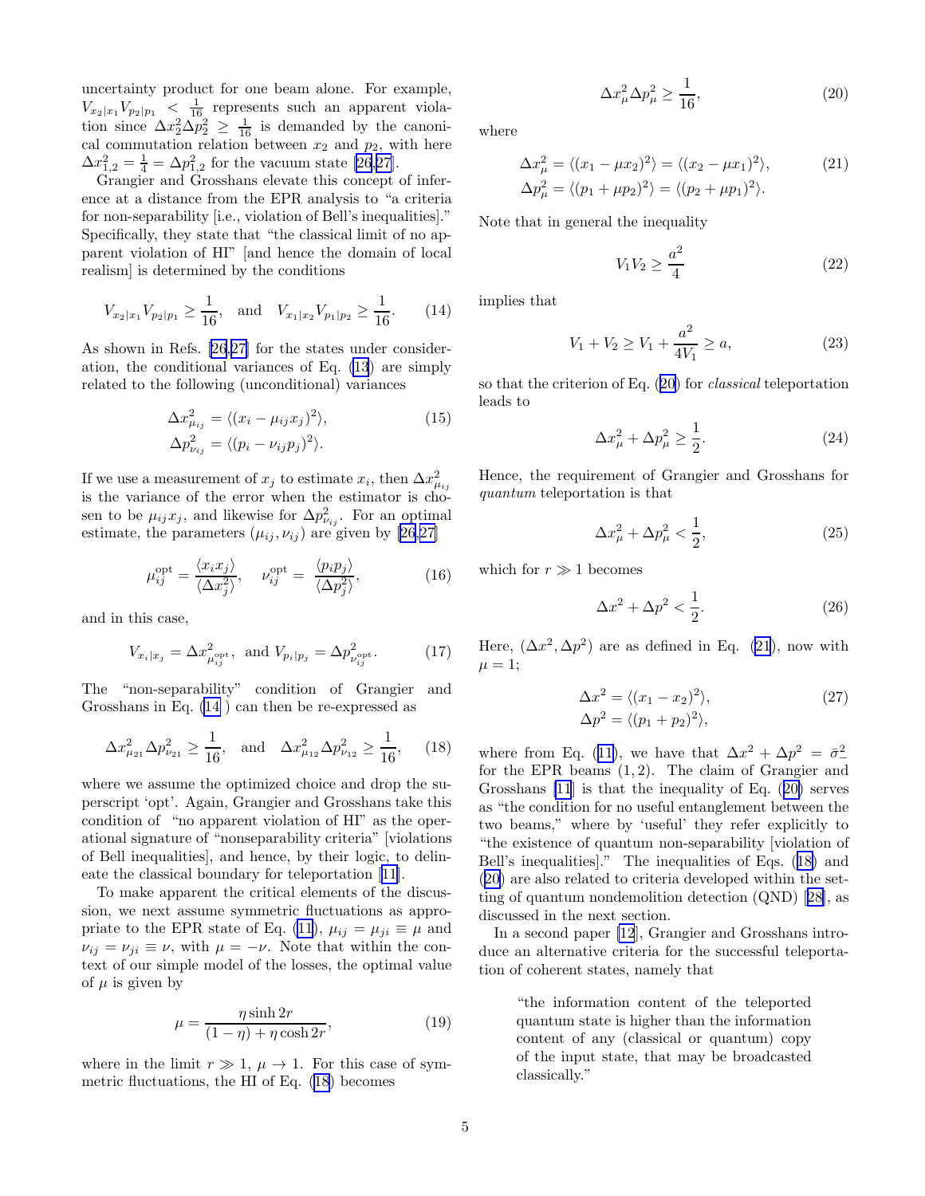uncertainty product for one beam alone. For example, $V_{x_2|x_1}V_{p_2|p_1} < \frac{1}{16}$ represents such an apparent violation since $\Delta x_2^2 \Delta p_2^2 \geq \frac{1}{16}$ is demanded by the canonical commutation relation between $x_2$ and $p_2$, with here $\Delta x_{1,2}^2 = \frac{1}{4} = \Delta p_{1,2}^2$ for the vacuum state [26,27].

Grangier and Grosshans elevate this concept of inference at a distance from the EPR analysis to "a criteria for non-separability [i.e., violation of Bell's inequalities]." Specifically, they state that "the classical limit of no apparent violation of HI" [and hence the domain of local realism] is determined by the conditions

$$V_{x_2|x_1}V_{p_2|p_1} \geq \frac{1}{16}, \quad \text{and} \quad V_{x_1|x_2}V_{p_1|p_2} \geq \frac{1}{16}. \tag{14}$$

As shown in Refs. [26,27] for the states under consideration, the conditional variances of Eq. (13) are simply related to the following (unconditional) variances

$$\begin{aligned}
\Delta x_{\mu_{ij}}^2 &= \langle (x_i - \mu_{ij} x_j)^2 \rangle, \\
\Delta p_{\nu_{ij}}^2 &= \langle (p_i - \nu_{ij} p_j)^2 \rangle.
\end{aligned} \tag{15}$$

If we use a measurement of $x_j$ to estimate $x_i$, then $\Delta x_{\mu_{ij}}^2$ is the variance of the error when the estimator is chosen to be $\mu_{ij} x_j$, and likewise for $\Delta p_{\nu_{ij}}^2$. For an optimal estimate, the parameters $(\mu_{ij}, \nu_{ij})$ are given by [26,27]

$$\mu_{ij}^{\text{opt}} = \frac{\langle x_i x_j \rangle}{\langle \Delta x_j^2 \rangle}, \quad \nu_{ij}^{\text{opt}} = \frac{\langle p_i p_j \rangle}{\langle \Delta p_j^2 \rangle}, \tag{16}$$

and in this case,

$$V_{x_i|x_j} = \Delta x_{\mu_{ij}^{\text{opt}}}^2, \text{ and } V_{p_i|p_j} = \Delta p_{\nu_{ij}^{\text{opt}}}^2. \tag{17}$$

The "non-separability" condition of Grangier and Grosshans in Eq. (14 ) can then be re-expressed as

$$\Delta x_{\mu_{21}}^2 \Delta p_{\nu_{21}}^2 \geq \frac{1}{16}, \quad \text{and} \quad \Delta x_{\mu_{12}}^2 \Delta p_{\nu_{12}}^2 \geq \frac{1}{16}, \tag{18}$$

where we assume the optimized choice and drop the superscript 'opt'. Again, Grangier and Grosshans take this condition of "no apparent violation of HI" as the operational signature of "nonseparability criteria" [violations of Bell inequalities], and hence, by their logic, to delineate the classical boundary for teleportation [11].

To make apparent the critical elements of the discussion, we next assume symmetric fluctuations as appropriate to the EPR state of Eq. (11), $\mu_{ij} = \mu_{ji} \equiv \mu$ and $\nu_{ij} = \nu_{ji} \equiv \nu$, with $\mu = -\nu$. Note that within the context of our simple model of the losses, the optimal value of $\mu$ is given by

$$\mu = \frac{\eta \sinh 2r}{(1-\eta) + \eta \cosh 2r}, \tag{19}$$

where in the limit $r \gg 1$, $\mu \to 1$. For this case of symmetric fluctuations, the HI of Eq. (18) becomes

$$\Delta x_\mu^2 \Delta p_\mu^2 \geq \frac{1}{16}, \tag{20}$$

where

$$\begin{aligned}
\Delta x_\mu^2 &= \langle (x_1 - \mu x_2)^2 \rangle = \langle (x_2 - \mu x_1)^2 \rangle, \\
\Delta p_\mu^2 &= \langle (p_1 + \mu p_2)^2 \rangle = \langle (p_2 + \mu p_1)^2 \rangle.
\end{aligned} \tag{21}$$

Note that in general the inequality

$$V_1 V_2 \geq \frac{a^2}{4} \tag{22}$$

implies that

$$V_1 + V_2 \geq V_1 + \frac{a^2}{4V_1} \geq a, \tag{23}$$

so that the criterion of Eq. (20) for *classical* teleportation leads to

$$\Delta x_\mu^2 + \Delta p_\mu^2 \geq \frac{1}{2}. \tag{24}$$

Hence, the requirement of Grangier and Grosshans for *quantum* teleportation is that

$$\Delta x_\mu^2 + \Delta p_\mu^2 < \frac{1}{2}, \tag{25}$$

which for $r \gg 1$ becomes

$$\Delta x^2 + \Delta p^2 < \frac{1}{2}. \tag{26}$$

Here, $(\Delta x^2, \Delta p^2)$ are as defined in Eq. (21), now with $\mu = 1$;

$$\begin{aligned}
\Delta x^2 &= \langle (x_1 - x_2)^2 \rangle, \\
\Delta p^2 &= \langle (p_1 + p_2)^2 \rangle,
\end{aligned} \tag{27}$$

where from Eq. (11), we have that $\Delta x^2 + \Delta p^2 = \bar{\sigma}_-^2$ for the EPR beams $(1, 2)$. The claim of Grangier and Grosshans [11] is that the inequality of Eq. (20) serves as "the condition for no useful entanglement between the two beams," where by 'useful' they refer explicitly to "the existence of quantum non-separability [violation of Bell's inequalities]." The inequalities of Eqs. (18) and (20) are also related to criteria developed within the setting of quantum nondemolition detection (QND) [28], as discussed in the next section.

In a second paper [12], Grangier and Grosshans introduce an alternative criteria for the successful teleportation of coherent states, namely that

> "the information content of the teleported quantum state is higher than the information content of any (classical or quantum) copy of the input state, that may be broadcasted classically."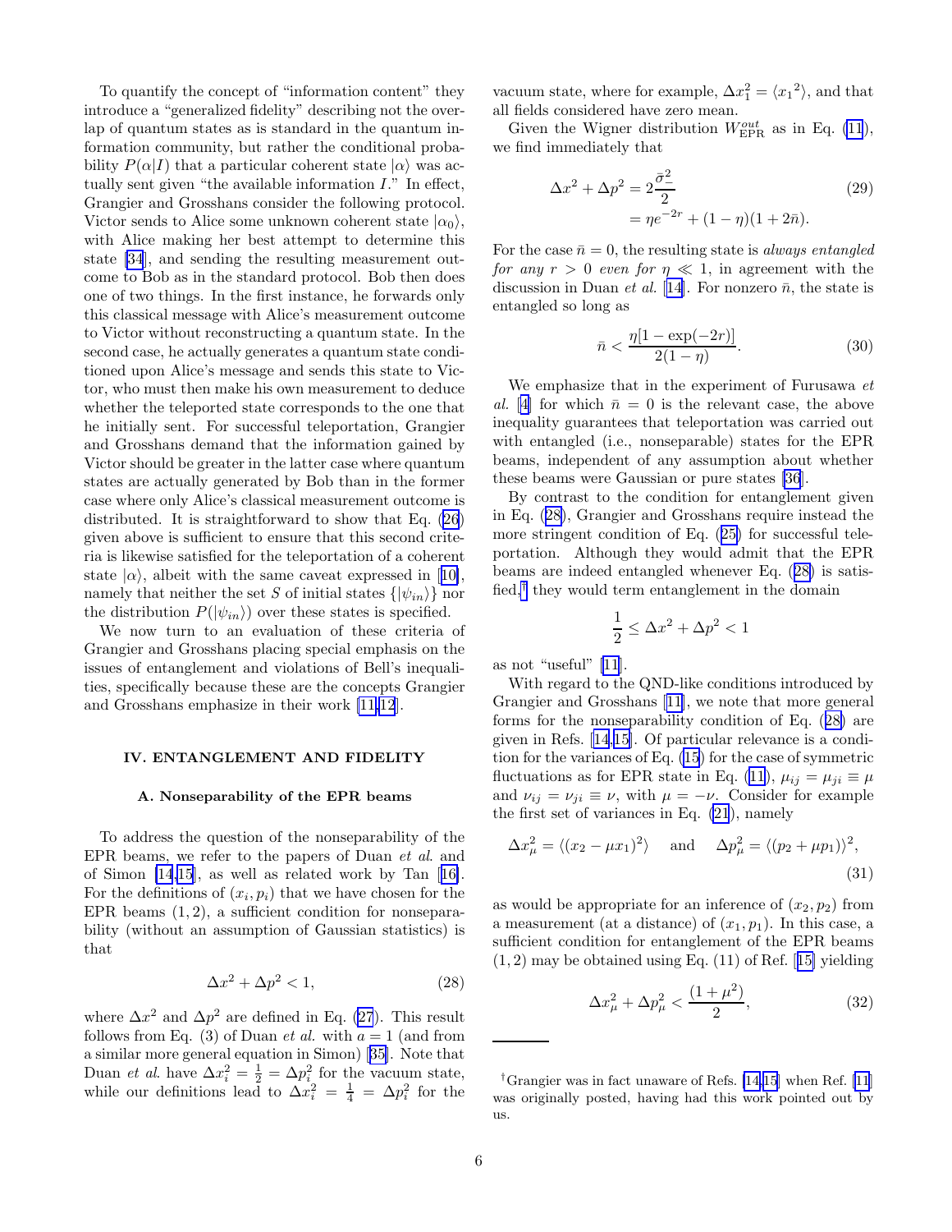To quantify the concept of "information content" they introduce a "generalized fidelity" describing not the overlap of quantum states as is standard in the quantum information community, but rather the conditional probability $P(\alpha|I)$ that a particular coherent state $|\alpha\rangle$ was actually sent given "the available information $I$." In effect, Grangier and Grosshans consider the following protocol. Victor sends to Alice some unknown coherent state $|\alpha_0\rangle$, with Alice making her best attempt to determine this state [34], and sending the resulting measurement outcome to Bob as in the standard protocol. Bob then does one of two things. In the first instance, he forwards only this classical message with Alice's measurement outcome to Victor without reconstructing a quantum state. In the second case, he actually generates a quantum state conditioned upon Alice's message and sends this state to Victor, who must then make his own measurement to deduce whether the teleported state corresponds to the one that he initially sent. For successful teleportation, Grangier and Grosshans demand that the information gained by Victor should be greater in the latter case where quantum states are actually generated by Bob than in the former case where only Alice's classical measurement outcome is distributed. It is straightforward to show that Eq. (26) given above is sufficient to ensure that this second criteria is likewise satisfied for the teleportation of a coherent state $|\alpha\rangle$, albeit with the same caveat expressed in [10], namely that neither the set $S$ of initial states $\{|\psi_{in}\rangle\}$ nor the distribution $P(|\psi_{in}\rangle)$ over these states is specified.

We now turn to an evaluation of these criteria of Grangier and Grosshans placing special emphasis on the issues of entanglement and violations of Bell's inequalities, specifically because these are the concepts Grangier and Grosshans emphasize in their work [11,12].

## IV. ENTANGLEMENT AND FIDELITY

### A. Nonseparability of the EPR beams

To address the question of the nonseparability of the EPR beams, we refer to the papers of Duan *et al.* and of Simon [14,15], as well as related work by Tan [16]. For the definitions of $(x_i, p_i)$ that we have chosen for the EPR beams $(1,2)$, a sufficient condition for nonseparability (without an assumption of Gaussian statistics) is that

$$\Delta x^2 + \Delta p^2 < 1, \tag{28}$$

where $\Delta x^2$ and $\Delta p^2$ are defined in Eq. (27). This result follows from Eq. (3) of Duan *et al.* with $a = 1$ (and from a similar more general equation in Simon) [35]. Note that Duan *et al.* have $\Delta x_i^2 = \frac{1}{2} = \Delta p_i^2$ for the vacuum state, while our definitions lead to $\Delta x_i^2 = \frac{1}{4} = \Delta p_i^2$ for the vacuum state, where for example, $\Delta x_1^2 = \langle {x_1}^2 \rangle$, and that all fields considered have zero mean.

Given the Wigner distribution $W_{\rm EPR}^{out}$ as in Eq. (11), we find immediately that

$$\begin{aligned} \Delta x^2 + \Delta p^2 &= 2\frac{\bar{\sigma}_-^2}{2} \\ &= \eta e^{-2r} + (1-\eta)(1+2\bar{n}). \end{aligned} \tag{29}$$

For the case $\bar{n} = 0$, the resulting state is *always entangled for any $r > 0$ even for $\eta \ll 1$*, in agreement with the discussion in Duan *et al.* [14]. For nonzero $\bar{n}$, the state is entangled so long as

$$\bar{n} < \frac{\eta[1-\exp(-2r)]}{2(1-\eta)}. \tag{30}$$

We emphasize that in the experiment of Furusawa *et al.* [4] for which $\bar{n} = 0$ is the relevant case, the above inequality guarantees that teleportation was carried out with entangled (i.e., nonseparable) states for the EPR beams, independent of any assumption about whether these beams were Gaussian or pure states [36].

By contrast to the condition for entanglement given in Eq. (28), Grangier and Grosshans require instead the more stringent condition of Eq. (25) for successful teleportation. Although they would admit that the EPR beams are indeed entangled whenever Eq. (28) is satisfied,[†] they would term entanglement in the domain

$$\frac{1}{2} \leq \Delta x^2 + \Delta p^2 < 1$$

as not "useful" [11].

With regard to the QND-like conditions introduced by Grangier and Grosshans [11], we note that more general forms for the nonseparability condition of Eq. (28) are given in Refs. [14,15]. Of particular relevance is a condition for the variances of Eq. (15) for the case of symmetric fluctuations as for EPR state in Eq. (11), $\mu_{ij} = \mu_{ji} \equiv \mu$ and $\nu_{ij} = \nu_{ji} \equiv \nu$, with $\mu = -\nu$. Consider for example the first set of variances in Eq. (21), namely

$$\Delta x_\mu^2 = \langle (x_2 - \mu x_1)^2 \rangle \quad \text{and} \quad \Delta p_\mu^2 = \langle (p_2 + \mu p_1) \rangle^2, \tag{31}$$

as would be appropriate for an inference of $(x_2, p_2)$ from a measurement (at a distance) of $(x_1, p_1)$. In this case, a sufficient condition for entanglement of the EPR beams $(1,2)$ may be obtained using Eq. (11) of Ref. [15] yielding

$$\Delta x_\mu^2 + \Delta p_\mu^2 < \frac{(1+\mu^2)}{2}, \tag{32}$$

---

[†] Grangier was in fact unaware of Refs. [14,15] when Ref. [11] was originally posted, having had this work pointed out by us.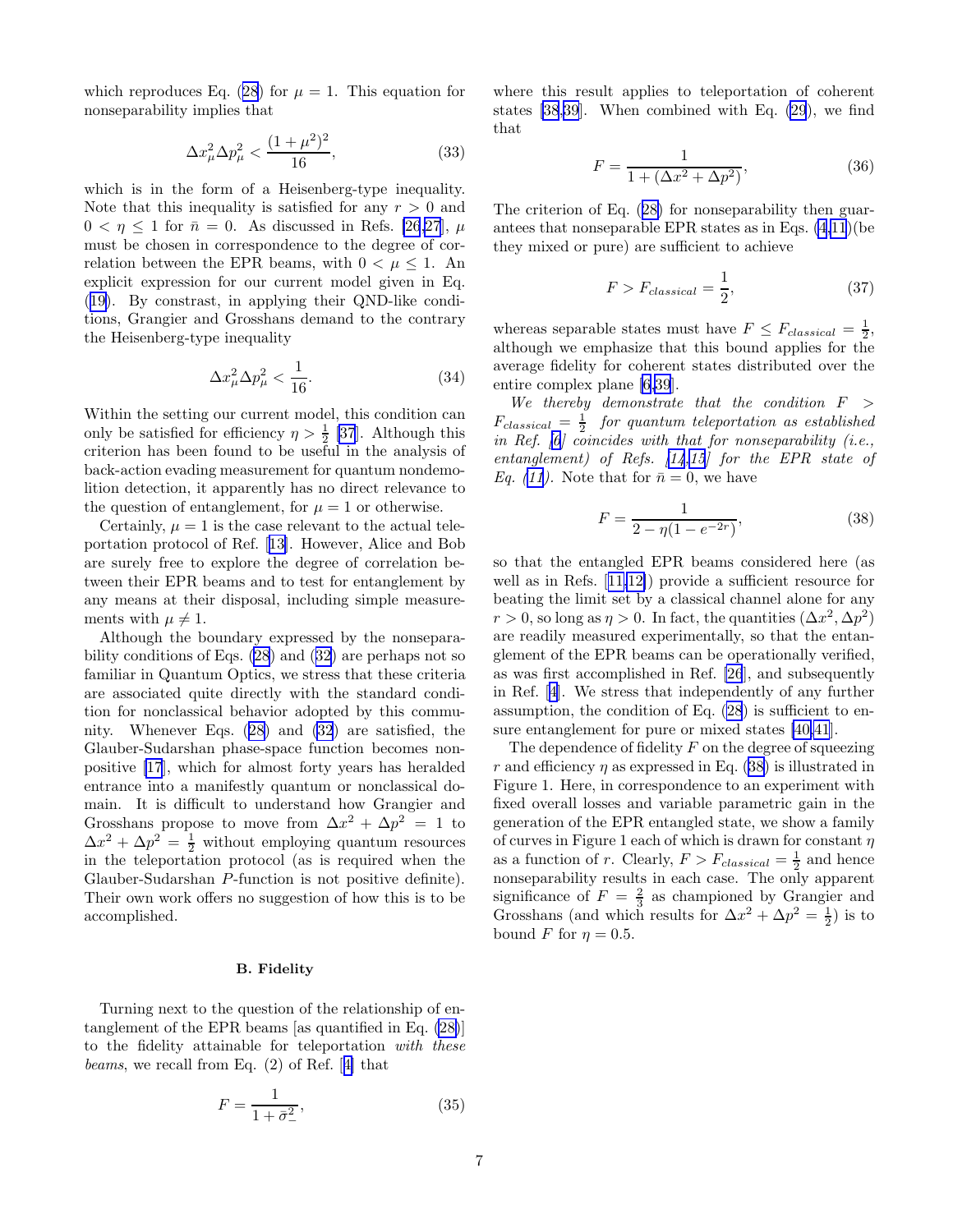which reproduces Eq. (28) for $\mu = 1$. This equation for nonseparability implies that

$$\Delta x_\mu^2 \Delta p_\mu^2 < \frac{(1+\mu^2)^2}{16}, \tag{33}$$

which is in the form of a Heisenberg-type inequality. Note that this inequality is satisfied for any $r > 0$ and $0 < \eta \leq 1$ for $\bar{n} = 0$. As discussed in Refs. [26,27], $\mu$ must be chosen in correspondence to the degree of correlation between the EPR beams, with $0 < \mu \leq 1$. An explicit expression for our current model given in Eq. (19). By constrast, in applying their QND-like conditions, Grangier and Grosshans demand to the contrary the Heisenberg-type inequality

$$\Delta x_\mu^2 \Delta p_\mu^2 < \frac{1}{16}. \tag{34}$$

Within the setting our current model, this condition can only be satisfied for efficiency $\eta > \frac{1}{2}$ [37]. Although this criterion has been found to be useful in the analysis of back-action evading measurement for quantum nondemolition detection, it apparently has no direct relevance to the question of entanglement, for $\mu = 1$ or otherwise.

Certainly, $\mu = 1$ is the case relevant to the actual teleportation protocol of Ref. [13]. However, Alice and Bob are surely free to explore the degree of correlation between their EPR beams and to test for entanglement by any means at their disposal, including simple measurements with $\mu \neq 1$.

Although the boundary expressed by the nonseparability conditions of Eqs. (28) and (32) are perhaps not so familiar in Quantum Optics, we stress that these criteria are associated quite directly with the standard condition for nonclassical behavior adopted by this community. Whenever Eqs. (28) and (32) are satisfied, the Glauber-Sudarshan phase-space function becomes nonpositive [17], which for almost forty years has heralded entrance into a manifestly quantum or nonclassical domain. It is difficult to understand how Grangier and Grosshans propose to move from $\Delta x^2 + \Delta p^2 = 1$ to $\Delta x^2 + \Delta p^2 = \frac{1}{2}$ without employing quantum resources in the teleportation protocol (as is required when the Glauber-Sudarshan $P$-function is not positive definite). Their own work offers no suggestion of how this is to be accomplished.

### B. Fidelity

Turning next to the question of the relationship of entanglement of the EPR beams [as quantified in Eq. (28)] to the fidelity attainable for teleportation *with these beams*, we recall from Eq. (2) of Ref. [4] that

$$F = \frac{1}{1 + \bar{\sigma}_-^2}, \tag{35}$$

where this result applies to teleportation of coherent states [38,39]. When combined with Eq. (29), we find that

$$F = \frac{1}{1 + (\Delta x^2 + \Delta p^2)}, \tag{36}$$

The criterion of Eq. (28) for nonseparability then guarantees that nonseparable EPR states as in Eqs. (4,11)(be they mixed or pure) are sufficient to achieve

$$F > F_{classical} = \frac{1}{2}, \tag{37}$$

whereas separable states must have $F \leq F_{classical} = \frac{1}{2}$, although we emphasize that this bound applies for the average fidelity for coherent states distributed over the entire complex plane [6,39].

*We thereby demonstrate that the condition $F > F_{classical} = \frac{1}{2}$ for quantum teleportation as established in Ref. [6] coincides with that for nonseparability (i.e., entanglement) of Refs. [14,15] for the EPR state of Eq. (11).* Note that for $\bar{n} = 0$, we have

$$F = \frac{1}{2 - \eta(1 - e^{-2r})}, \tag{38}$$

so that the entangled EPR beams considered here (as well as in Refs. [11,12]) provide a sufficient resource for beating the limit set by a classical channel alone for any $r > 0$, so long as $\eta > 0$. In fact, the quantities $(\Delta x^2, \Delta p^2)$ are readily measured experimentally, so that the entanglement of the EPR beams can be operationally verified, as was first accomplished in Ref. [26], and subsequently in Ref. [4]. We stress that independently of any further assumption, the condition of Eq. (28) is sufficient to ensure entanglement for pure or mixed states [40,41].

The dependence of fidelity $F$ on the degree of squeezing $r$ and efficiency $\eta$ as expressed in Eq. (38) is illustrated in Figure 1. Here, in correspondence to an experiment with fixed overall losses and variable parametric gain in the generation of the EPR entangled state, we show a family of curves in Figure 1 each of which is drawn for constant $\eta$ as a function of $r$. Clearly, $F > F_{classical} = \frac{1}{2}$ and hence nonseparability results in each case. The only apparent significance of $F = \frac{2}{3}$ as championed by Grangier and Grosshans (and which results for $\Delta x^2 + \Delta p^2 = \frac{1}{2}$) is to bound $F$ for $\eta = 0.5$.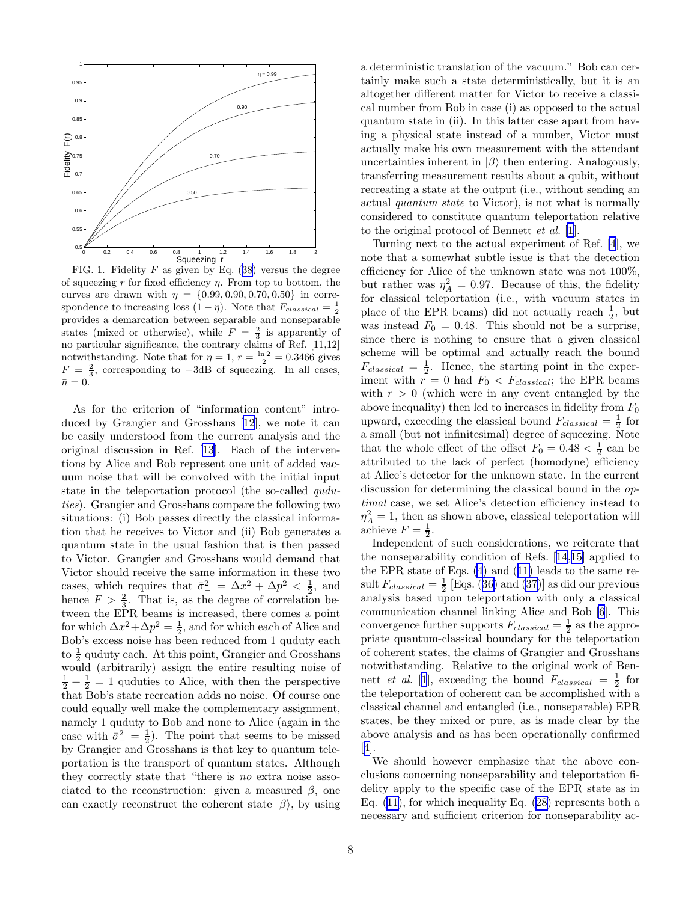FIG. 1. Fidelity $F$ as given by Eq. (38) versus the degree of squeezing $r$ for fixed efficiency $\eta$. From top to bottom, the curves are drawn with $\eta = \{0.99, 0.90, 0.70, 0.50\}$ in correspondence to increasing loss $(1-\eta)$. Note that $F_{classical} = \frac{1}{2}$ provides a demarcation between separable and nonseparable states (mixed or otherwise), while $F = \frac{2}{3}$ is apparently of no particular significance, the contrary claims of Ref. [11,12] notwithstanding. Note that for $\eta = 1$, $r = \frac{\ln 2}{2} = 0.3466$ gives $F = \frac{2}{3}$, corresponding to $-3$dB of squeezing. In all cases, $\bar{n} = 0$.

As for the criterion of "information content" introduced by Grangier and Grosshans [12], we note it can be easily understood from the current analysis and the original discussion in Ref. [13]. Each of the interventions by Alice and Bob represent one unit of added vacuum noise that will be convolved with the initial input state in the teleportation protocol (the so-called *quduties*). Grangier and Grosshans compare the following two situations: (i) Bob passes directly the classical information that he receives to Victor and (ii) Bob generates a quantum state in the usual fashion that is then passed to Victor. Grangier and Grosshans would demand that Victor should receive the same information in these two cases, which requires that $\bar{\sigma}_-^2 = \Delta x^2 + \Delta p^2 < \frac{1}{2}$, and hence $F > \frac{2}{3}$. That is, as the degree of correlation between the EPR beams is increased, there comes a point for which $\Delta x^2 + \Delta p^2 = \frac{1}{2}$, and for which each of Alice and Bob's excess noise has been reduced from 1 quduty each to $\frac{1}{2}$ quduty each. At this point, Grangier and Grosshans would (arbitrarily) assign the entire resulting noise of $\frac{1}{2} + \frac{1}{2} = 1$ quduties to Alice, with then the perspective that Bob's state recreation adds no noise. Of course one could equally well make the complementary assignment, namely 1 quduty to Bob and none to Alice (again in the case with $\bar{\sigma}_-^2 = \frac{1}{2}$). The point that seems to be missed by Grangier and Grosshans is that key to quantum teleportation is the transport of quantum states. Although they correctly state that "there is *no* extra noise associated to the reconstruction: given a measured $\beta$, one can exactly reconstruct the coherent state $|\beta\rangle$, by using a deterministic translation of the vacuum." Bob can certainly make such a state deterministically, but it is an altogether different matter for Victor to receive a classical number from Bob in case (i) as opposed to the actual quantum state in (ii). In this latter case apart from having a physical state instead of a number, Victor must actually make his own measurement with the attendant uncertainties inherent in $|\beta\rangle$ then entering. Analogously, transferring measurement results about a qubit, without recreating a state at the output (i.e., without sending an actual *quantum state* to Victor), is not what is normally considered to constitute quantum teleportation relative to the original protocol of Bennett *et al.* [1].

Turning next to the actual experiment of Ref. [4], we note that a somewhat subtle issue is that the detection efficiency for Alice of the unknown state was not 100%, but rather was $\eta_A^2 = 0.97$. Because of this, the fidelity for classical teleportation (i.e., with vacuum states in place of the EPR beams) did not actually reach $\frac{1}{2}$, but was instead $F_0 = 0.48$. This should not be a surprise, since there is nothing to ensure that a given classical scheme will be optimal and actually reach the bound $F_{classical} = \frac{1}{2}$. Hence, the starting point in the experiment with $r = 0$ had $F_0 < F_{classical}$; the EPR beams with $r > 0$ (which were in any event entangled by the above inequality) then led to increases in fidelity from $F_0$ upward, exceeding the classical bound $F_{classical} = \frac{1}{2}$ for a small (but not infinitesimal) degree of squeezing. Note that the whole effect of the offset $F_0 = 0.48 < \frac{1}{2}$ can be attributed to the lack of perfect (homodyne) efficiency at Alice's detector for the unknown state. In the current discussion for determining the classical bound in the *optimal* case, we set Alice's detection efficiency instead to $\eta_A^2 = 1$, then as shown above, classical teleportation will achieve $F = \frac{1}{2}$.

Independent of such considerations, we reiterate that the nonseparability condition of Refs. [14,15] applied to the EPR state of Eqs. (4) and (11) leads to the same result $F_{classical} = \frac{1}{2}$ [Eqs. (36) and (37)] as did our previous analysis based upon teleportation with only a classical communication channel linking Alice and Bob [6]. This convergence further supports $F_{classical} = \frac{1}{2}$ as the appropriate quantum-classical boundary for the teleportation of coherent states, the claims of Grangier and Grosshans notwithstanding. Relative to the original work of Bennett *et al.* [1], exceeding the bound $F_{classical} = \frac{1}{2}$ for the teleportation of coherent can be accomplished with a classical channel and entangled (i.e., nonseparable) EPR states, be they mixed or pure, as is made clear by the above analysis and as has been operationally confirmed [4].

We should however emphasize that the above conclusions concerning nonseparability and teleportation fidelity apply to the specific case of the EPR state as in Eq. (11), for which inequality Eq. (28) represents both a necessary and sufficient criterion for nonseparability ac-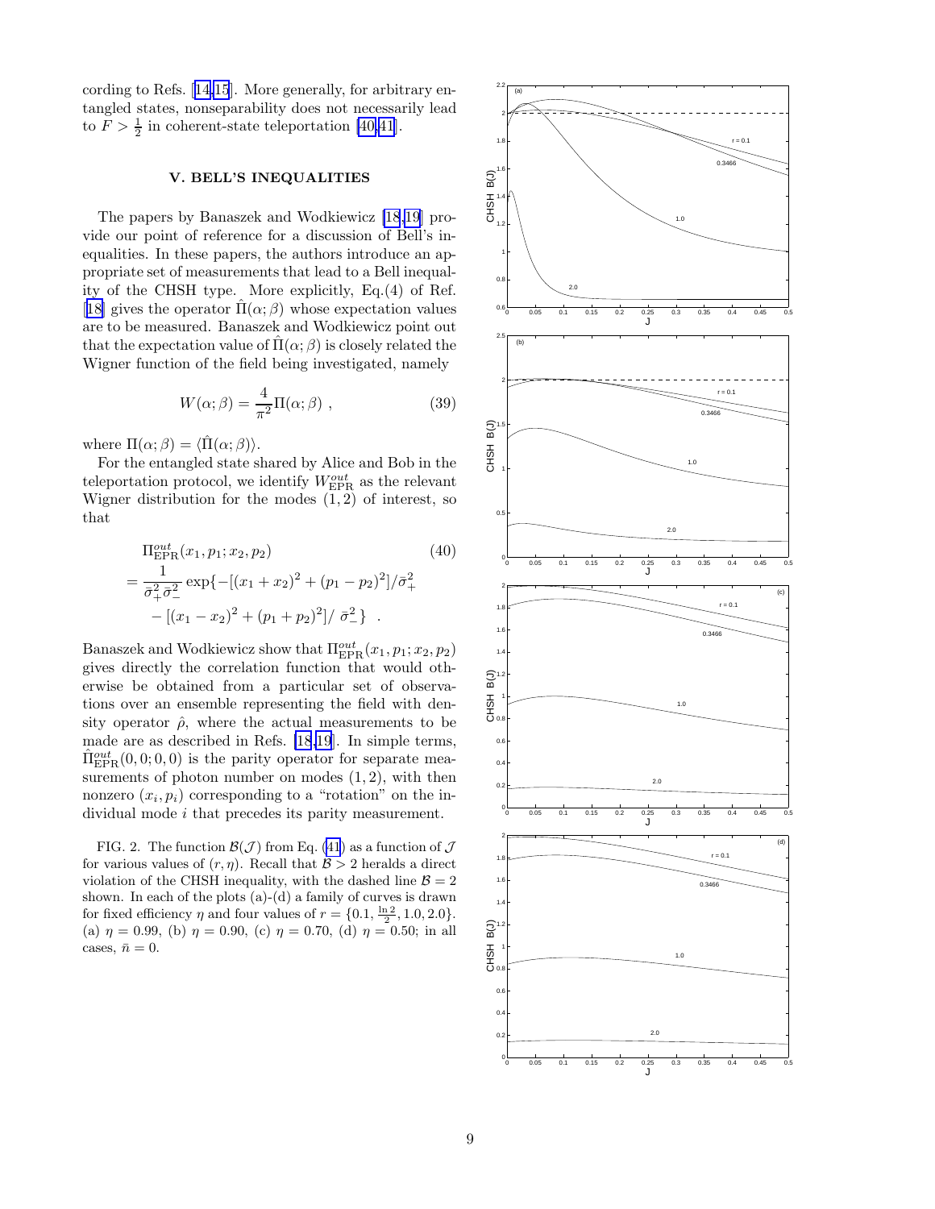cording to Refs. [14,15]. More generally, for arbitrary entangled states, nonseparability does not necessarily lead to $F > \frac{1}{2}$ in coherent-state teleportation [40,41].

## V. BELL'S INEQUALITIES

The papers by Banaszek and Wodkiewicz [18,19] provide our point of reference for a discussion of Bell's inequalities. In these papers, the authors introduce an appropriate set of measurements that lead to a Bell inequality of the CHSH type. More explicitly, Eq.(4) of Ref. [18] gives the operator $\hat{\Pi}(\alpha;\beta)$ whose expectation values are to be measured. Banaszek and Wodkiewicz point out that the expectation value of $\hat{\Pi}(\alpha;\beta)$ is closely related the Wigner function of the field being investigated, namely

$$W(\alpha;\beta) = \frac{4}{\pi^2}\Pi(\alpha;\beta) \ , \tag{39}$$

where $\Pi(\alpha;\beta) = \langle \hat{\Pi}(\alpha;\beta)\rangle$.

For the entangled state shared by Alice and Bob in the teleportation protocol, we identify $W^{out}_{\rm EPR}$ as the relevant Wigner distribution for the modes $(1,2)$ of interest, so that

$$\begin{aligned} &\Pi^{out}_{\rm EPR}(x_1,p_1;x_2,p_2) \\ &= \frac{1}{\bar{\sigma}_+^2\bar{\sigma}_-^2}\exp\{-[(x_1+x_2)^2+(p_1-p_2)^2]/\bar{\sigma}_+^2 \\ &\quad -[(x_1-x_2)^2+(p_1+p_2)^2]/\ \bar{\sigma}_-^2\} \ . \end{aligned} \tag{40}$$

Banaszek and Wodkiewicz show that $\Pi^{out}_{\rm EPR}(x_1,p_1;x_2,p_2)$ gives directly the correlation function that would otherwise be obtained from a particular set of observations over an ensemble representing the field with density operator $\hat{\rho}$, where the actual measurements to be made are as described in Refs. [18,19]. In simple terms, $\hat{\Pi}^{out}_{\rm EPR}(0,0;0,0)$ is the parity operator for separate measurements of photon number on modes $(1,2)$, with then nonzero $(x_i,p_i)$ corresponding to a "rotation" on the individual mode $i$ that precedes its parity measurement.

FIG. 2. The function $\mathcal{B}(\mathcal{J})$ from Eq. (41) as a function of $\mathcal{J}$ for various values of $(r,\eta)$. Recall that $\mathcal{B} > 2$ heralds a direct violation of the CHSH inequality, with the dashed line $\mathcal{B} = 2$ shown. In each of the plots (a)-(d) a family of curves is drawn for fixed efficiency $\eta$ and four values of $r = \{0.1, \frac{\ln 2}{2}, 1.0, 2.0\}$. (a) $\eta = 0.99$, (b) $\eta = 0.90$, (c) $\eta = 0.70$, (d) $\eta = 0.50$; in all cases, $\bar{n} = 0$.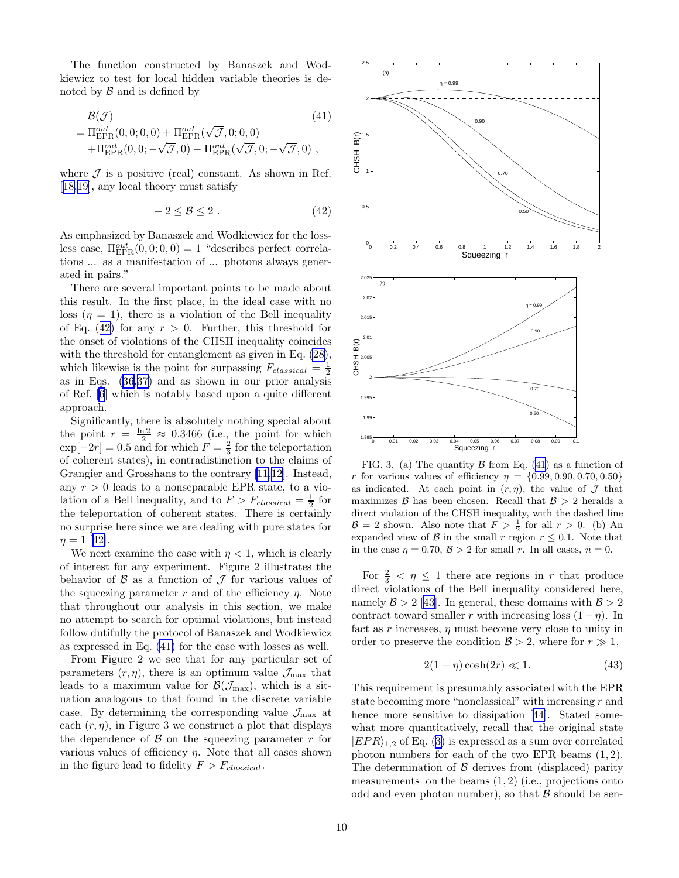The function constructed by Banaszek and Wodkiewicz to test for local hidden variable theories is denoted by $\mathcal{B}$ and is defined by

$$
\begin{aligned}
&\mathcal{B}(\mathcal{J}) \qquad\qquad (41)\\
&= \Pi_{\rm EPR}^{out}(0,0;0,0) + \Pi_{\rm EPR}^{out}(\sqrt{\mathcal{J}},0;0,0) \\
&\quad + \Pi_{\rm EPR}^{out}(0,0;-\sqrt{\mathcal{J}},0) - \Pi_{\rm EPR}^{out}(\sqrt{\mathcal{J}},0;-\sqrt{\mathcal{J}},0)\ ,
\end{aligned}
$$

where $\mathcal{J}$ is a positive (real) constant. As shown in Ref. [18,19], any local theory must satisfy

$$
-2 \leq \mathcal{B} \leq 2\ . \qquad (42)
$$

As emphasized by Banaszek and Wodkiewicz for the lossless case, $\Pi_{\rm EPR}^{out}(0,0;0,0) = 1$ "describes perfect correlations ... as a manifestation of ... photons always generated in pairs."

There are several important points to be made about this result. In the first place, in the ideal case with no loss ($\eta = 1$), there is a violation of the Bell inequality of Eq. (42) for any $r > 0$. Further, this threshold for the onset of violations of the CHSH inequality coincides with the threshold for entanglement as given in Eq. (28), which likewise is the point for surpassing $F_{classical} = \frac{1}{2}$ as in Eqs. (36,37) and as shown in our prior analysis of Ref. [6] which is notably based upon a quite different approach.

Significantly, there is absolutely nothing special about the point $r = \frac{\ln 2}{2} \approx 0.3466$ (i.e., the point for which $\exp[-2r] = 0.5$ and for which $F = \frac{2}{3}$ for the teleportation of coherent states), in contradistinction to the claims of Grangier and Grosshans to the contrary [11,12]. Instead, any $r > 0$ leads to a nonseparable EPR state, to a violation of a Bell inequality, and to $F > F_{classical} = \frac{1}{2}$ for the teleportation of coherent states. There is certainly no surprise here since we are dealing with pure states for $\eta = 1$ [42].

We next examine the case with $\eta < 1$, which is clearly of interest for any experiment. Figure 2 illustrates the behavior of $\mathcal{B}$ as a function of $\mathcal{J}$ for various values of the squeezing parameter $r$ and of the efficiency $\eta$. Note that throughout our analysis in this section, we make no attempt to search for optimal violations, but instead follow dutifully the protocol of Banaszek and Wodkiewicz as expressed in Eq. (41) for the case with losses as well.

From Figure 2 we see that for any particular set of parameters $(r,\eta)$, there is an optimum value $\mathcal{J}_{\max}$ that leads to a maximum value for $\mathcal{B}(\mathcal{J}_{\max})$, which is a situation analogous to that found in the discrete variable case. By determining the corresponding value $\mathcal{J}_{\max}$ at each $(r,\eta)$, in Figure 3 we construct a plot that displays the dependence of $\mathcal{B}$ on the squeezing parameter $r$ for various values of efficiency $\eta$. Note that all cases shown in the figure lead to fidelity $F > F_{classical}$.

FIG. 3. (a) The quantity $\mathcal{B}$ from Eq. (41) as a function of $r$ for various values of efficiency $\eta = \{0.99, 0.90, 0.70, 0.50\}$ as indicated. At each point in $(r,\eta)$, the value of $\mathcal{J}$ that maximizes $\mathcal{B}$ has been chosen. Recall that $\mathcal{B} > 2$ heralds a direct violation of the CHSH inequality, with the dashed line $\mathcal{B} = 2$ shown. Also note that $F > \frac{1}{2}$ for all $r > 0$. (b) An expanded view of $\mathcal{B}$ in the small $r$ region $r \leq 0.1$. Note that in the case $\eta = 0.70$, $\mathcal{B} > 2$ for small $r$. In all cases, $\bar{n} = 0$.

For $\frac{2}{3} < \eta \leq 1$ there are regions in $r$ that produce direct violations of the Bell inequality considered here, namely $\mathcal{B} > 2$ [43]. In general, these domains with $\mathcal{B} > 2$ contract toward smaller $r$ with increasing loss $(1-\eta)$. In fact as $r$ increases, $\eta$ must become very close to unity in order to preserve the condition $\mathcal{B} > 2$, where for $r \gg 1$,

$$
2(1-\eta)\cosh(2r) \ll 1. \qquad (43)
$$

This requirement is presumably associated with the EPR state becoming more "nonclassical" with increasing $r$ and hence more sensitive to dissipation [44]. Stated somewhat more quantitatively, recall that the original state $|EPR\rangle_{1,2}$ of Eq. (3) is expressed as a sum over correlated photon numbers for each of the two EPR beams $(1,2)$. The determination of $\mathcal{B}$ derives from (displaced) parity measurements on the beams $(1,2)$ (i.e., projections onto odd and even photon number), so that $\mathcal{B}$ should be sen-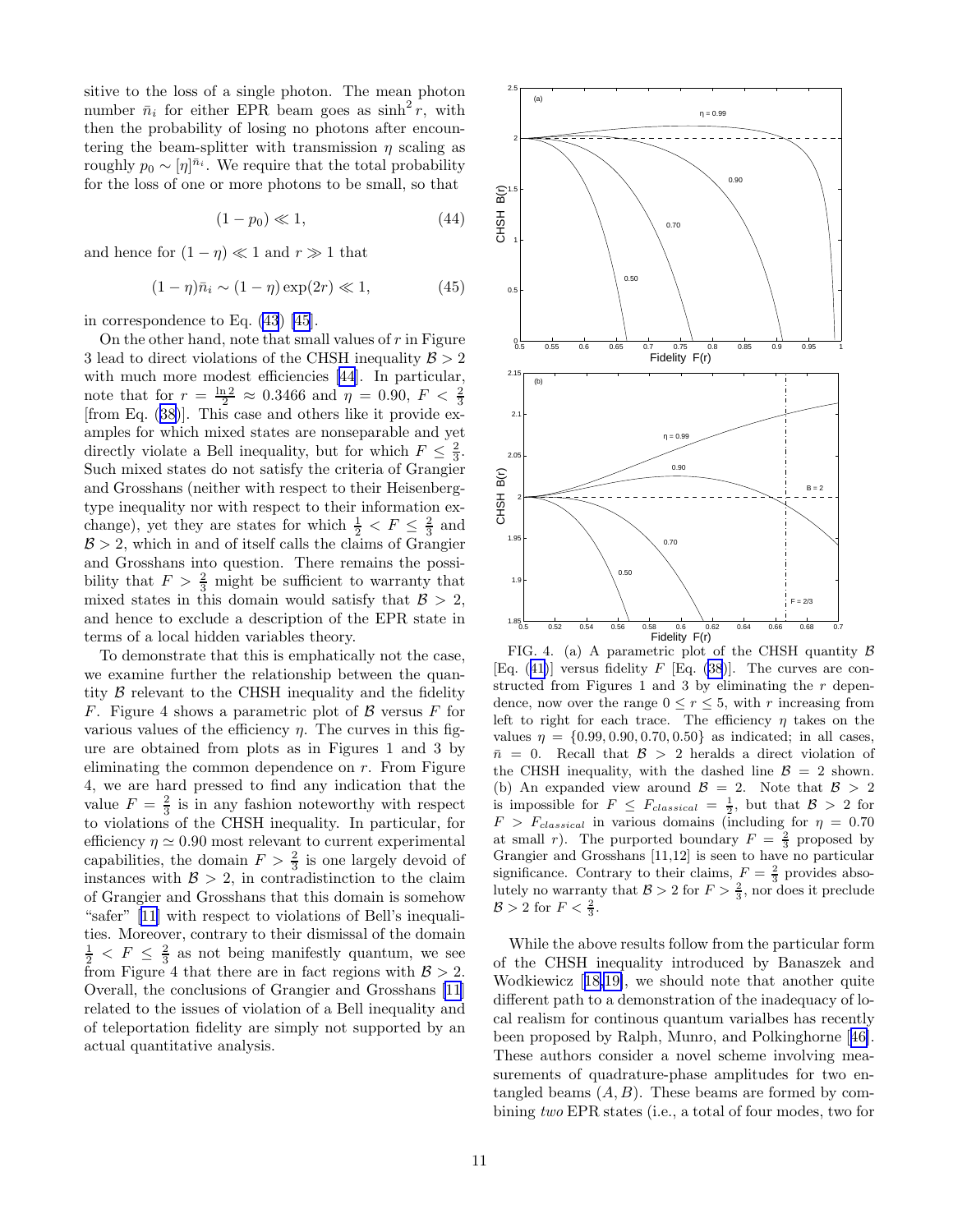sitive to the loss of a single photon. The mean photon number $\bar{n}_i$ for either EPR beam goes as $\sinh^2 r$, with then the probability of losing no photons after encountering the beam-splitter with transmission $\eta$ scaling as roughly $p_0 \sim [\eta]^{\bar{n}_i}$. We require that the total probability for the loss of one or more photons to be small, so that

$$(1 - p_0) \ll 1, \tag{44}$$

and hence for $(1-\eta) \ll 1$ and $r \gg 1$ that

$$(1-\eta)\bar{n}_i \sim (1-\eta)\exp(2r) \ll 1, \tag{45}$$

in correspondence to Eq. (43) [45].

On the other hand, note that small values of $r$ in Figure 3 lead to direct violations of the CHSH inequality $\mathcal{B} > 2$ with much more modest efficiencies [44]. In particular, note that for $r = \frac{\ln 2}{2} \approx 0.3466$ and $\eta = 0.90$, $F < \frac{2}{3}$ [from Eq. (38)]. This case and others like it provide examples for which mixed states are nonseparable and yet directly violate a Bell inequality, but for which $F \le \frac{2}{3}$. Such mixed states do not satisfy the criteria of Grangier and Grosshans (neither with respect to their Heisenberg-type inequality nor with respect to their information exchange), yet they are states for which $\frac{1}{2} < F \le \frac{2}{3}$ and $\mathcal{B} > 2$, which in and of itself calls the claims of Grangier and Grosshans into question. There remains the possibility that $F > \frac{2}{3}$ might be sufficient to warranty that mixed states in this domain would satisfy that $\mathcal{B} > 2$, and hence to exclude a description of the EPR state in terms of a local hidden variables theory.

To demonstrate that this is emphatically not the case, we examine further the relationship between the quantity $\mathcal{B}$ relevant to the CHSH inequality and the fidelity $F$. Figure 4 shows a parametric plot of $\mathcal{B}$ versus $F$ for various values of the efficiency $\eta$. The curves in this figure are obtained from plots as in Figures 1 and 3 by eliminating the common dependence on $r$. From Figure 4, we are hard pressed to find any indication that the value $F = \frac{2}{3}$ is in any fashion noteworthy with respect to violations of the CHSH inequality. In particular, for efficiency $\eta \simeq 0.90$ most relevant to current experimental capabilities, the domain $F > \frac{2}{3}$ is one largely devoid of instances with $\mathcal{B} > 2$, in contradistinction to the claim of Grangier and Grosshans that this domain is somehow "safer" [11] with respect to violations of Bell's inequalities. Moreover, contrary to their dismissal of the domain $\frac{1}{2} < F \le \frac{2}{3}$ as not being manifestly quantum, we see from Figure 4 that there are in fact regions with $\mathcal{B} > 2$. Overall, the conclusions of Grangier and Grosshans [11] related to the issues of violation of a Bell inequality and of teleportation fidelity are simply not supported by an actual quantitative analysis.

FIG. 4. (a) A parametric plot of the CHSH quantity $\mathcal{B}$ [Eq. (41)] versus fidelity $F$ [Eq. (38)]. The curves are constructed from Figures 1 and 3 by eliminating the $r$ dependence, now over the range $0 \le r \le 5$, with $r$ increasing from left to right for each trace. The efficiency $\eta$ takes on the values $\eta = \{0.99, 0.90, 0.70, 0.50\}$ as indicated; in all cases, $\bar{n} = 0$. Recall that $\mathcal{B} > 2$ heralds a direct violation of the CHSH inequality, with the dashed line $\mathcal{B} = 2$ shown. (b) An expanded view around $\mathcal{B} = 2$. Note that $\mathcal{B} > 2$ is impossible for $F \le F_{classical} = \frac{1}{2}$, but that $\mathcal{B} > 2$ for $F > F_{classical}$ in various domains (including for $\eta = 0.70$ at small $r$). The purported boundary $F = \frac{2}{3}$ proposed by Grangier and Grosshans [11,12] is seen to have no particular significance. Contrary to their claims, $F = \frac{2}{3}$ provides absolutely no warranty that $\mathcal{B} > 2$ for $F > \frac{2}{3}$, nor does it preclude $\mathcal{B} > 2$ for $F < \frac{2}{3}$.

While the above results follow from the particular form of the CHSH inequality introduced by Banaszek and Wodkiewicz [18,19], we should note that another quite different path to a demonstration of the inadequacy of local realism for continous quantum varialbes has recently been proposed by Ralph, Munro, and Polkinghorne [46]. These authors consider a novel scheme involving measurements of quadrature-phase amplitudes for two entangled beams $(A, B)$. These beams are formed by combining *two* EPR states (i.e., a total of four modes, two for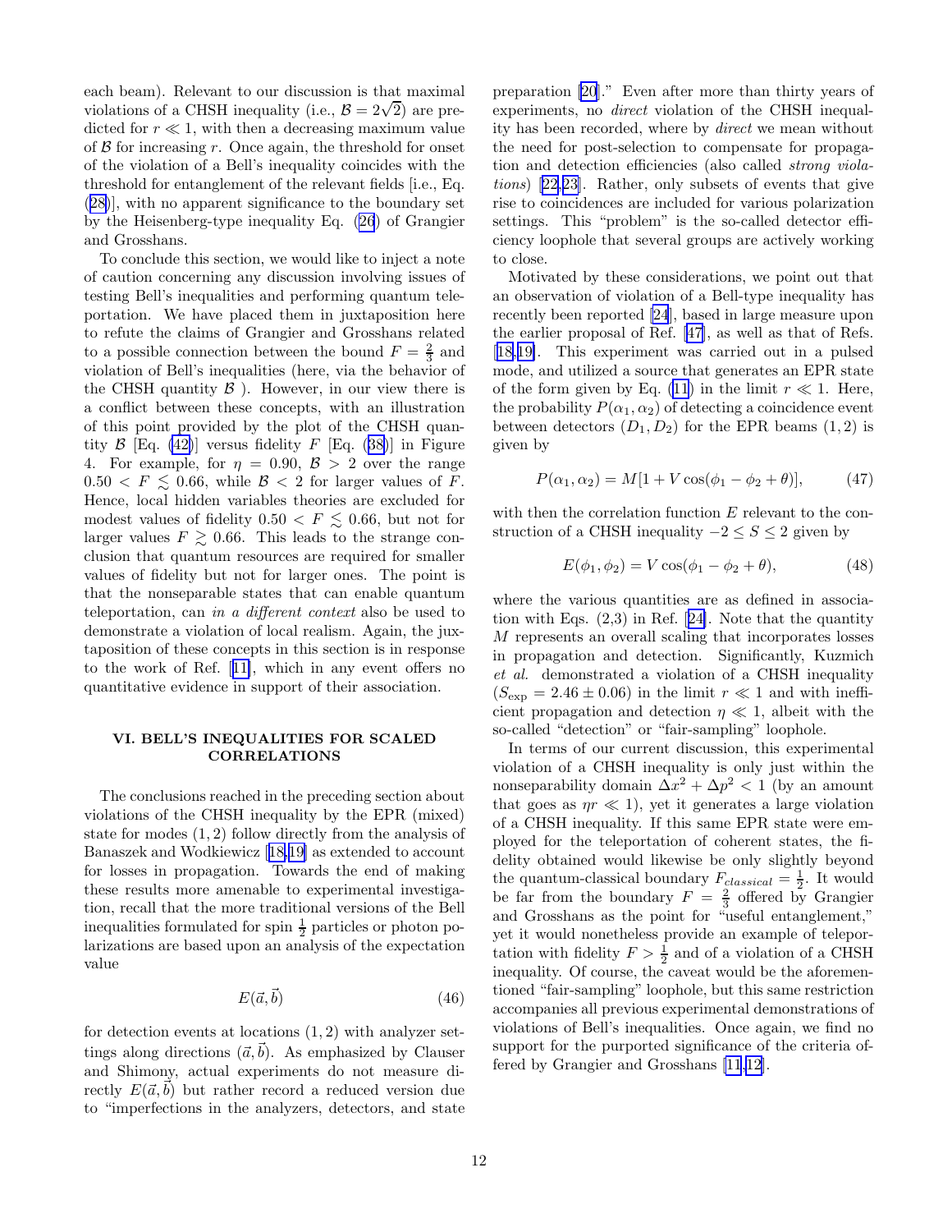each beam). Relevant to our discussion is that maximal violations of a CHSH inequality (i.e., $\mathcal{B} = 2\sqrt{2}$) are predicted for $r \ll 1$, with then a decreasing maximum value of $\mathcal{B}$ for increasing $r$. Once again, the threshold for onset of the violation of a Bell's inequality coincides with the threshold for entanglement of the relevant fields [i.e., Eq. (28)], with no apparent significance to the boundary set by the Heisenberg-type inequality Eq. (26) of Grangier and Grosshans.

To conclude this section, we would like to inject a note of caution concerning any discussion involving issues of testing Bell's inequalities and performing quantum teleportation. We have placed them in juxtaposition here to refute the claims of Grangier and Grosshans related to a possible connection between the bound $F = \frac{2}{3}$ and violation of Bell's inequalities (here, via the behavior of the CHSH quantity $\mathcal{B}$ ). However, in our view there is a conflict between these concepts, with an illustration of this point provided by the plot of the CHSH quantity $\mathcal{B}$ [Eq. (42)] versus fidelity $F$ [Eq. (38)] in Figure 4. For example, for $\eta = 0.90$, $\mathcal{B} > 2$ over the range $0.50 < F \lesssim 0.66$, while $\mathcal{B} < 2$ for larger values of $F$. Hence, local hidden variables theories are excluded for modest values of fidelity $0.50 < F \lesssim 0.66$, but not for larger values $F \gtrsim 0.66$. This leads to the strange conclusion that quantum resources are required for smaller values of fidelity but not for larger ones. The point is that the nonseparable states that can enable quantum teleportation, can *in a different context* also be used to demonstrate a violation of local realism. Again, the juxtaposition of these concepts in this section is in response to the work of Ref. [11], which in any event offers no quantitative evidence in support of their association.

## VI. BELL'S INEQUALITIES FOR SCALED CORRELATIONS

The conclusions reached in the preceding section about violations of the CHSH inequality by the EPR (mixed) state for modes $(1, 2)$ follow directly from the analysis of Banaszek and Wodkiewicz [18,19] as extended to account for losses in propagation. Towards the end of making these results more amenable to experimental investigation, recall that the more traditional versions of the Bell inequalities formulated for spin $\frac{1}{2}$ particles or photon polarizations are based upon an analysis of the expectation value

$$E(\vec{a}, \vec{b}) \tag{46}$$

for detection events at locations $(1, 2)$ with analyzer settings along directions $(\vec{a}, \vec{b})$. As emphasized by Clauser and Shimony, actual experiments do not measure directly $E(\vec{a}, \vec{b})$ but rather record a reduced version due to "imperfections in the analyzers, detectors, and state preparation [20]." Even after more than thirty years of experiments, no *direct* violation of the CHSH inequality has been recorded, where by *direct* we mean without the need for post-selection to compensate for propagation and detection efficiencies (also called *strong violations*) [22,23]. Rather, only subsets of events that give rise to coincidences are included for various polarization settings. This "problem" is the so-called detector efficiency loophole that several groups are actively working to close.

Motivated by these considerations, we point out that an observation of violation of a Bell-type inequality has recently been reported [24], based in large measure upon the earlier proposal of Ref. [47], as well as that of Refs. [18,19]. This experiment was carried out in a pulsed mode, and utilized a source that generates an EPR state of the form given by Eq. (11) in the limit $r \ll 1$. Here, the probability $P(\alpha_1, \alpha_2)$ of detecting a coincidence event between detectors $(D_1, D_2)$ for the EPR beams $(1, 2)$ is given by

$$P(\alpha_1, \alpha_2) = M[1 + V\cos(\phi_1 - \phi_2 + \theta)], \tag{47}$$

with then the correlation function $E$ relevant to the construction of a CHSH inequality $-2 \leq S \leq 2$ given by

$$E(\phi_1, \phi_2) = V\cos(\phi_1 - \phi_2 + \theta), \tag{48}$$

where the various quantities are as defined in association with Eqs. (2,3) in Ref. [24]. Note that the quantity $M$ represents an overall scaling that incorporates losses in propagation and detection. Significantly, Kuzmich *et al.* demonstrated a violation of a CHSH inequality ($S_{\text{exp}} = 2.46 \pm 0.06$) in the limit $r \ll 1$ and with inefficient propagation and detection $\eta \ll 1$, albeit with the so-called "detection" or "fair-sampling" loophole.

In terms of our current discussion, this experimental violation of a CHSH inequality is only just within the nonseparability domain $\Delta x^2 + \Delta p^2 < 1$ (by an amount that goes as $\eta r \ll 1$), yet it generates a large violation of a CHSH inequality. If this same EPR state were employed for the teleportation of coherent states, the fidelity obtained would likewise be only slightly beyond the quantum-classical boundary $F_{classical} = \frac{1}{2}$. It would be far from the boundary $F = \frac{2}{3}$ offered by Grangier and Grosshans as the point for "useful entanglement," yet it would nonetheless provide an example of teleportation with fidelity $F > \frac{1}{2}$ and of a violation of a CHSH inequality. Of course, the caveat would be the aforementioned "fair-sampling" loophole, but this same restriction accompanies all previous experimental demonstrations of violations of Bell's inequalities. Once again, we find no support for the purported significance of the criteria offered by Grangier and Grosshans [11,12].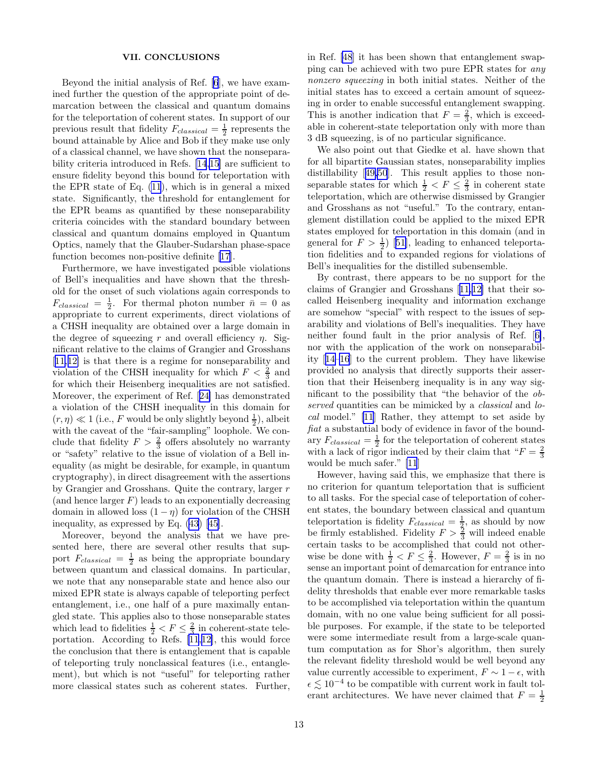## VII. CONCLUSIONS

Beyond the initial analysis of Ref. [6], we have examined further the question of the appropriate point of demarcation between the classical and quantum domains for the teleportation of coherent states. In support of our previous result that fidelity $F_{classical} = \frac{1}{2}$ represents the bound attainable by Alice and Bob if they make use only of a classical channel, we have shown that the nonseparability criteria introduced in Refs. [14,15] are sufficient to ensure fidelity beyond this bound for teleportation with the EPR state of Eq. (11), which is in general a mixed state. Significantly, the threshold for entanglement for the EPR beams as quantified by these nonseparability criteria coincides with the standard boundary between classical and quantum domains employed in Quantum Optics, namely that the Glauber-Sudarshan phase-space function becomes non-positive definite [17].

Furthermore, we have investigated possible violations of Bell's inequalities and have shown that the threshold for the onset of such violations again corresponds to $F_{classical} = \frac{1}{2}$. For thermal photon number $\bar{n} = 0$ as appropriate to current experiments, direct violations of a CHSH inequality are obtained over a large domain in the degree of squeezing $r$ and overall efficiency $\eta$. Significant relative to the claims of Grangier and Grosshans [11,12] is that there is a regime for nonseparability and violation of the CHSH inequality for which $F < \frac{2}{3}$ and for which their Heisenberg inequalities are not satisfied. Moreover, the experiment of Ref. [24] has demonstrated a violation of the CHSH inequality in this domain for $(r, \eta) \ll 1$ (i.e., $F$ would be only slightly beyond $\frac{1}{2}$), albeit with the caveat of the "fair-sampling" loophole. We conclude that fidelity $F > \frac{2}{3}$ offers absolutely no warranty or "safety" relative to the issue of violation of a Bell inequality (as might be desirable, for example, in quantum cryptography), in direct disagreement with the assertions by Grangier and Grosshans. Quite the contrary, larger $r$ (and hence larger $F$) leads to an exponentially decreasing domain in allowed loss $(1 - \eta)$ for violation of the CHSH inequality, as expressed by Eq. (43) [45].

Moreover, beyond the analysis that we have presented here, there are several other results that support $F_{classical} = \frac{1}{2}$ as being the appropriate boundary between quantum and classical domains. In particular, we note that any nonseparable state and hence also our mixed EPR state is always capable of teleporting perfect entanglement, i.e., one half of a pure maximally entangled state. This applies also to those nonseparable states which lead to fidelities $\frac{1}{2} < F \leq \frac{2}{3}$ in coherent-state teleportation. According to Refs. [11,12], this would force the conclusion that there is entanglement that is capable of teleporting truly nonclassical features (i.e., entanglement), but which is not "useful" for teleporting rather more classical states such as coherent states. Further, in Ref. [48] it has been shown that entanglement swapping can be achieved with two pure EPR states for *any nonzero squeezing* in both initial states. Neither of the initial states has to exceed a certain amount of squeezing in order to enable successful entanglement swapping. This is another indication that $F = \frac{2}{3}$, which is exceedable in coherent-state teleportation only with more than 3 dB squeezing, is of no particular significance.

We also point out that Giedke et al. have shown that for all bipartite Gaussian states, nonseparability implies distillability [49,50]. This result applies to those nonseparable states for which $\frac{1}{2} < F \leq \frac{2}{3}$ in coherent state teleportation, which are otherwise dismissed by Grangier and Grosshans as not "useful." To the contrary, entanglement distillation could be applied to the mixed EPR states employed for teleportation in this domain (and in general for $F > \frac{1}{2}$) [51], leading to enhanced teleportation fidelities and to expanded regions for violations of Bell's inequalities for the distilled subensemble.

By contrast, there appears to be no support for the claims of Grangier and Grosshans [11,12] that their so-called Heisenberg inequality and information exchange are somehow "special" with respect to the issues of separability and violations of Bell's inequalities. They have neither found fault in the prior analysis of Ref. [6], nor with the application of the work on nonseparability [14–16] to the current problem. They have likewise provided no analysis that directly supports their assertion that their Heisenberg inequality is in any way significant to the possibility that "the behavior of the *observed* quantities can be mimicked by a *classical* and *local* model." [11] Rather, they attempt to set aside by *fiat* a substantial body of evidence in favor of the boundary $F_{classical} = \frac{1}{2}$ for the teleportation of coherent states with a lack of rigor indicated by their claim that "$F = \frac{2}{3}$ would be much safer." [11]

However, having said this, we emphasize that there is no criterion for quantum teleportation that is sufficient to all tasks. For the special case of teleportation of coherent states, the boundary between classical and quantum teleportation is fidelity $F_{classical} = \frac{1}{2}$, as should by now be firmly established. Fidelity $F > \frac{2}{3}$ will indeed enable certain tasks to be accomplished that could not otherwise be done with $\frac{1}{2} < F \leq \frac{2}{3}$. However, $F = \frac{2}{3}$ is in no sense an important point of demarcation for entrance into the quantum domain. There is instead a hierarchy of fidelity thresholds that enable ever more remarkable tasks to be accomplished via teleportation within the quantum domain, with no one value being sufficient for all possible purposes. For example, if the state to be teleported were some intermediate result from a large-scale quantum computation as for Shor's algorithm, then surely the relevant fidelity threshold would be well beyond any value currently accessible to experiment, $F \sim 1 - \epsilon$, with $\epsilon \lesssim 10^{-4}$ to be compatible with current work in fault tolerant architectures. We have never claimed that $F = \frac{1}{2}$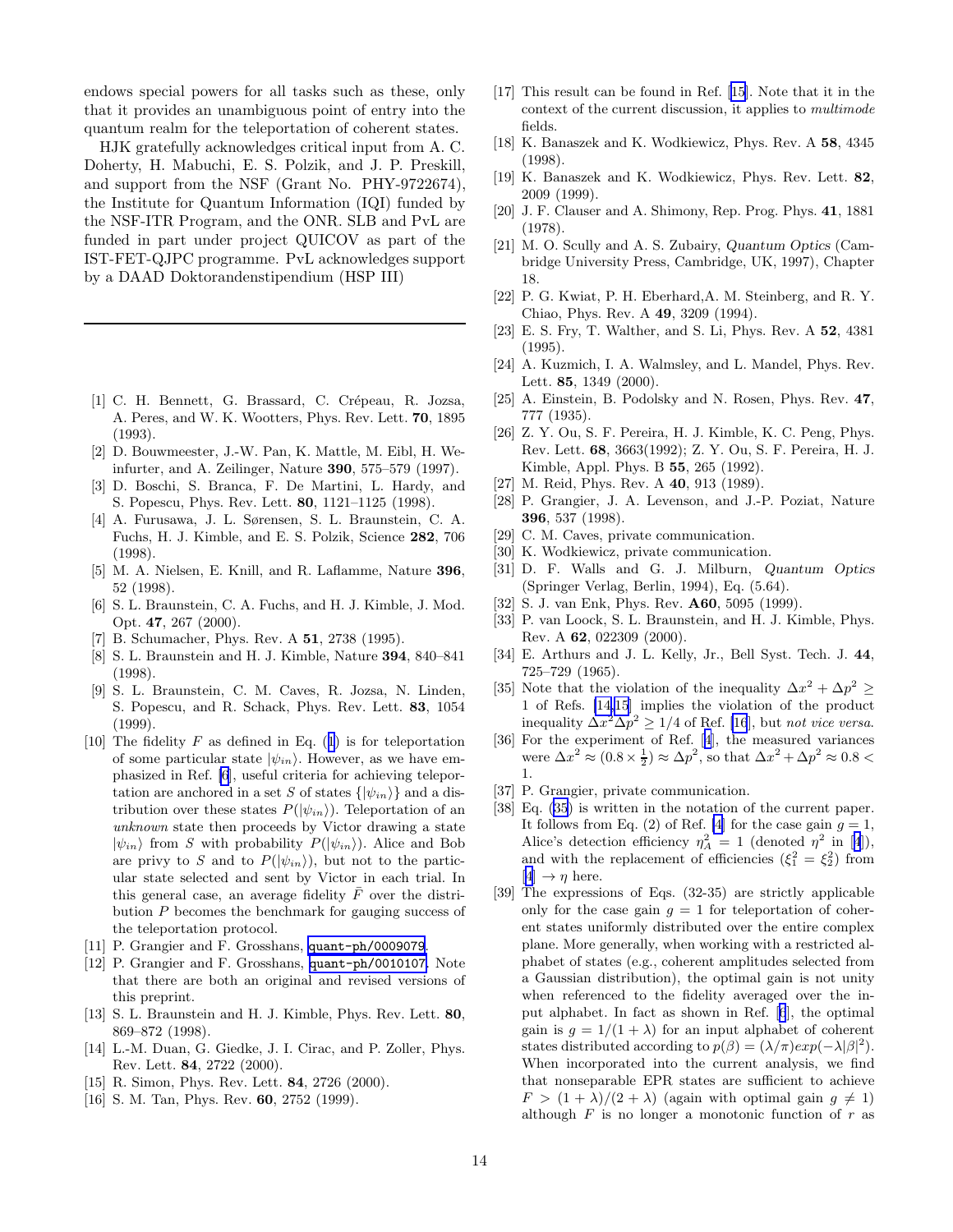endows special powers for all tasks such as these, only that it provides an unambiguous point of entry into the quantum realm for the teleportation of coherent states.

HJK gratefully acknowledges critical input from A. C. Doherty, H. Mabuchi, E. S. Polzik, and J. P. Preskill, and support from the NSF (Grant No. PHY-9722674), the Institute for Quantum Information (IQI) funded by the NSF-ITR Program, and the ONR. SLB and PvL are funded in part under project QUICOV as part of the IST-FET-QJPC programme. PvL acknowledges support by a DAAD Doktorandenstipendium (HSP III)

---

[1] C. H. Bennett, G. Brassard, C. Crépeau, R. Jozsa, A. Peres, and W. K. Wootters, Phys. Rev. Lett. **70**, 1895 (1993).

[2] D. Bouwmeester, J.-W. Pan, K. Mattle, M. Eibl, H. Weinfurter, and A. Zeilinger, Nature **390**, 575–579 (1997).

[3] D. Boschi, S. Branca, F. De Martini, L. Hardy, and S. Popescu, Phys. Rev. Lett. **80**, 1121–1125 (1998).

[4] A. Furusawa, J. L. Sørensen, S. L. Braunstein, C. A. Fuchs, H. J. Kimble, and E. S. Polzik, Science **282**, 706 (1998).

[5] M. A. Nielsen, E. Knill, and R. Laflamme, Nature **396**, 52 (1998).

[6] S. L. Braunstein, C. A. Fuchs, and H. J. Kimble, J. Mod. Opt. **47**, 267 (2000).

[7] B. Schumacher, Phys. Rev. A **51**, 2738 (1995).

[8] S. L. Braunstein and H. J. Kimble, Nature **394**, 840–841 (1998).

[9] S. L. Braunstein, C. M. Caves, R. Jozsa, N. Linden, S. Popescu, and R. Schack, Phys. Rev. Lett. **83**, 1054 (1999).

[10] The fidelity $F$ as defined in Eq. (1) is for teleportation of some particular state $|\psi_{in}\rangle$. However, as we have emphasized in Ref. [6], useful criteria for achieving teleportation are anchored in a set $S$ of states $\{|\psi_{in}\rangle\}$ and a distribution over these states $P(|\psi_{in}\rangle)$. Teleportation of an *unknown* state then proceeds by Victor drawing a state $|\psi_{in}\rangle$ from $S$ with probability $P(|\psi_{in}\rangle)$. Alice and Bob are privy to $S$ and to $P(|\psi_{in}\rangle)$, but not to the particular state selected and sent by Victor in each trial. In this general case, an average fidelity $\bar{F}$ over the distribution $P$ becomes the benchmark for gauging success of the teleportation protocol.

[11] P. Grangier and F. Grosshans, quant-ph/0009079.

[12] P. Grangier and F. Grosshans, quant-ph/0010107. Note that there are both an original and revised versions of this preprint.

[13] S. L. Braunstein and H. J. Kimble, Phys. Rev. Lett. **80**, 869–872 (1998).

[14] L.-M. Duan, G. Giedke, J. I. Cirac, and P. Zoller, Phys. Rev. Lett. **84**, 2722 (2000).

[15] R. Simon, Phys. Rev. Lett. **84**, 2726 (2000).

[16] S. M. Tan, Phys. Rev. **60**, 2752 (1999).

[17] This result can be found in Ref. [15]. Note that it in the context of the current discussion, it applies to *multimode* fields.

[18] K. Banaszek and K. Wodkiewicz, Phys. Rev. A **58**, 4345 (1998).

[19] K. Banaszek and K. Wodkiewicz, Phys. Rev. Lett. **82**, 2009 (1999).

[20] J. F. Clauser and A. Shimony, Rep. Prog. Phys. **41**, 1881 (1978).

[21] M. O. Scully and A. S. Zubairy, *Quantum Optics* (Cambridge University Press, Cambridge, UK, 1997), Chapter 18.

[22] P. G. Kwiat, P. H. Eberhard,A. M. Steinberg, and R. Y. Chiao, Phys. Rev. A **49**, 3209 (1994).

[23] E. S. Fry, T. Walther, and S. Li, Phys. Rev. A **52**, 4381 (1995).

[24] A. Kuzmich, I. A. Walmsley, and L. Mandel, Phys. Rev. Lett. **85**, 1349 (2000).

[25] A. Einstein, B. Podolsky and N. Rosen, Phys. Rev. **47**, 777 (1935).

[26] Z. Y. Ou, S. F. Pereira, H. J. Kimble, K. C. Peng, Phys. Rev. Lett. **68**, 3663(1992); Z. Y. Ou, S. F. Pereira, H. J. Kimble, Appl. Phys. B **55**, 265 (1992).

[27] M. Reid, Phys. Rev. A **40**, 913 (1989).

[28] P. Grangier, J. A. Levenson, and J.-P. Poziat, Nature **396**, 537 (1998).

[29] C. M. Caves, private communication.

[30] K. Wodkiewicz, private communication.

[31] D. F. Walls and G. J. Milburn, *Quantum Optics* (Springer Verlag, Berlin, 1994), Eq. (5.64).

[32] S. J. van Enk, Phys. Rev. **A60**, 5095 (1999).

[33] P. van Loock, S. L. Braunstein, and H. J. Kimble, Phys. Rev. A **62**, 022309 (2000).

[34] E. Arthurs and J. L. Kelly, Jr., Bell Syst. Tech. J. **44**, 725–729 (1965).

[35] Note that the violation of the inequality $\Delta x^2 + \Delta p^2 \geq 1$ of Refs. [14,15] implies the violation of the product inequality $\Delta x^2 \Delta p^2 \geq 1/4$ of Ref. [16], but *not vice versa*.

[36] For the experiment of Ref. [4], the measured variances were $\Delta x^2 \approx (0.8 \times \frac{1}{2}) \approx \Delta p^2$, so that $\Delta x^2 + \Delta p^2 \approx 0.8 < 1$.

[37] P. Grangier, private communication.

[38] Eq. (35) is written in the notation of the current paper. It follows from Eq. (2) of Ref. [4] for the case gain $g = 1$, Alice's detection efficiency $\eta_A^2 = 1$ (denoted $\eta^2$ in [4]), and with the replacement of efficiencies $(\xi_1^2 = \xi_2^2)$ from $[4] \rightarrow \eta$ here.

[39] The expressions of Eqs. (32-35) are strictly applicable only for the case gain $g = 1$ for teleportation of coherent states uniformly distributed over the entire complex plane. More generally, when working with a restricted alphabet of states (e.g., coherent amplitudes selected from a Gaussian distribution), the optimal gain is not unity when referenced to the fidelity averaged over the input alphabet. In fact as shown in Ref. [6], the optimal gain is $g = 1/(1+\lambda)$ for an input alphabet of coherent states distributed according to $p(\beta) = (\lambda/\pi) exp(-\lambda|\beta|^2)$. When incorporated into the current analysis, we find that nonseparable EPR states are sufficient to achieve $F > (1+\lambda)/(2+\lambda)$ (again with optimal gain $g \neq 1$) although $F$ is no longer a monotonic function of $r$ as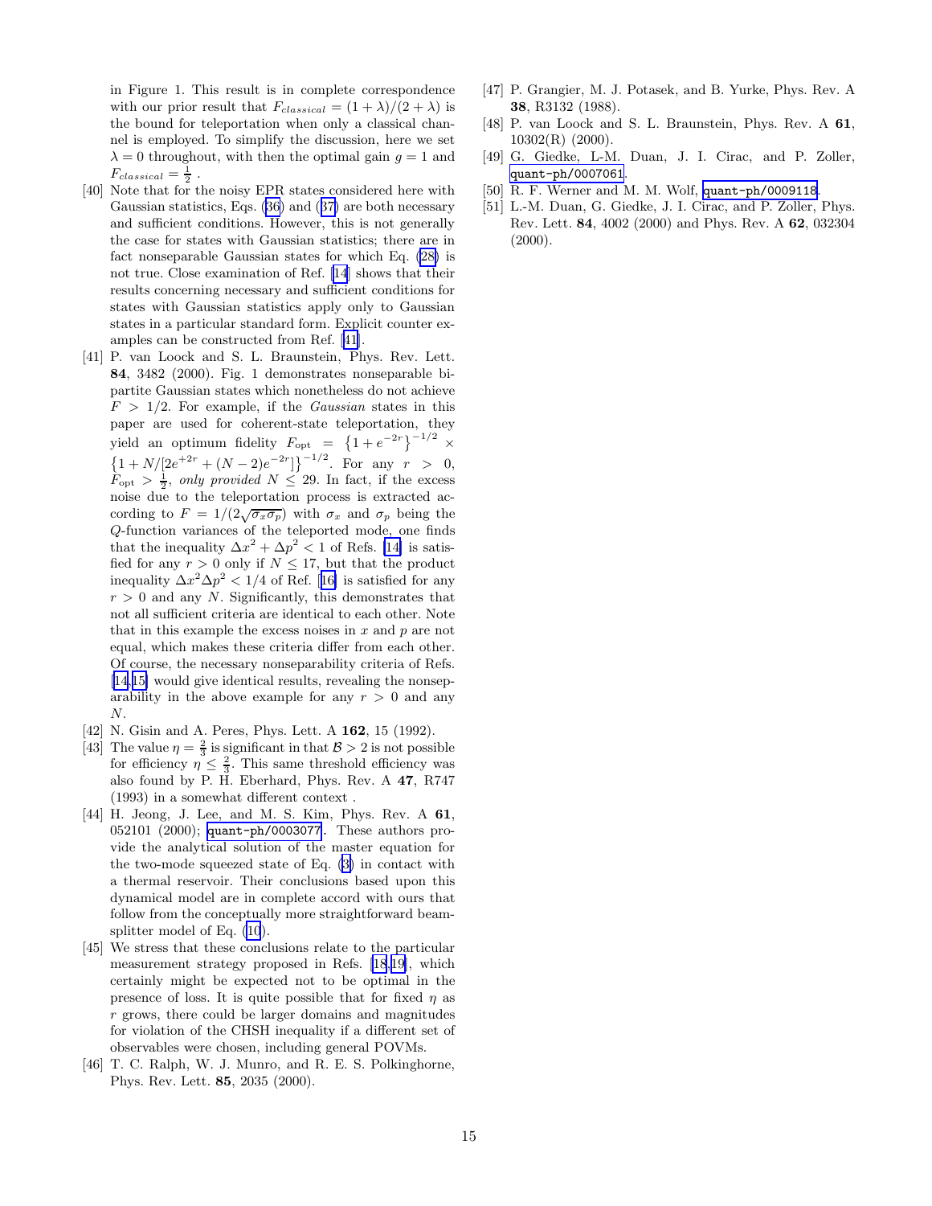in Figure 1. This result is in complete correspondence with our prior result that $F_{classical} = (1+\lambda)/(2+\lambda)$ is the bound for teleportation when only a classical channel is employed. To simplify the discussion, here we set $\lambda = 0$ throughout, with then the optimal gain $g = 1$ and $F_{classical} = \frac{1}{2}$ .

[40] Note that for the noisy EPR states considered here with Gaussian statistics, Eqs. (36) and (37) are both necessary and sufficient conditions. However, this is not generally the case for states with Gaussian statistics; there are in fact nonseparable Gaussian states for which Eq. (28) is not true. Close examination of Ref. [14] shows that their results concerning necessary and sufficient conditions for states with Gaussian statistics apply only to Gaussian states in a particular standard form. Explicit counter examples can be constructed from Ref. [41].

[41] P. van Loock and S. L. Braunstein, Phys. Rev. Lett. **84**, 3482 (2000). Fig. 1 demonstrates nonseparable bipartite Gaussian states which nonetheless do not achieve $F > 1/2$. For example, if the *Gaussian* states in this paper are used for coherent-state teleportation, they yield an optimum fidelity $F_{\rm opt} = \left\{1 + e^{-2r}\right\}^{-1/2} \times \left\{1 + N/[2e^{+2r} + (N-2)e^{-2r}]\right\}^{-1/2}$. For any $r > 0$, $F_{\rm opt} > \frac{1}{2}$, *only provided* $N \leq 29$. In fact, if the excess noise due to the teleportation process is extracted according to $F = 1/(2\sqrt{\sigma_x \sigma_p})$ with $\sigma_x$ and $\sigma_p$ being the $Q$-function variances of the teleported mode, one finds that the inequality $\Delta x^2 + \Delta p^2 < 1$ of Refs. [14] is satisfied for any $r > 0$ only if $N \leq 17$, but that the product inequality $\Delta x^2 \Delta p^2 < 1/4$ of Ref. [16] is satisfied for any $r > 0$ and any $N$. Significantly, this demonstrates that not all sufficient criteria are identical to each other. Note that in this example the excess noises in $x$ and $p$ are not equal, which makes these criteria differ from each other. Of course, the necessary nonseparability criteria of Refs. [14,15] would give identical results, revealing the nonseparability in the above example for any $r > 0$ and any $N$.

[42] N. Gisin and A. Peres, Phys. Lett. A **162**, 15 (1992).

[43] The value $\eta = \frac{2}{3}$ is significant in that $\mathcal{B} > 2$ is not possible for efficiency $\eta \leq \frac{2}{3}$. This same threshold efficiency was also found by P. H. Eberhard, Phys. Rev. A **47**, R747 (1993) in a somewhat different context .

[44] H. Jeong, J. Lee, and M. S. Kim, Phys. Rev. A **61**, 052101 (2000); quant-ph/0003077. These authors provide the analytical solution of the master equation for the two-mode squeezed state of Eq. (3) in contact with a thermal reservoir. Their conclusions based upon this dynamical model are in complete accord with ours that follow from the conceptually more straightforward beam-splitter model of Eq. (10).

[45] We stress that these conclusions relate to the particular measurement strategy proposed in Refs. [18,19], which certainly might be expected not to be optimal in the presence of loss. It is quite possible that for fixed $\eta$ as $r$ grows, there could be larger domains and magnitudes for violation of the CHSH inequality if a different set of observables were chosen, including general POVMs.

[46] T. C. Ralph, W. J. Munro, and R. E. S. Polkinghorne, Phys. Rev. Lett. **85**, 2035 (2000).

[47] P. Grangier, M. J. Potasek, and B. Yurke, Phys. Rev. A **38**, R3132 (1988).

[48] P. van Loock and S. L. Braunstein, Phys. Rev. A **61**, 10302(R) (2000).

[49] G. Giedke, L-M. Duan, J. I. Cirac, and P. Zoller, quant-ph/0007061.

[50] R. F. Werner and M. M. Wolf, quant-ph/0009118.

[51] L.-M. Duan, G. Giedke, J. I. Cirac, and P. Zoller, Phys. Rev. Lett. **84**, 4002 (2000) and Phys. Rev. A **62**, 032304 (2000).